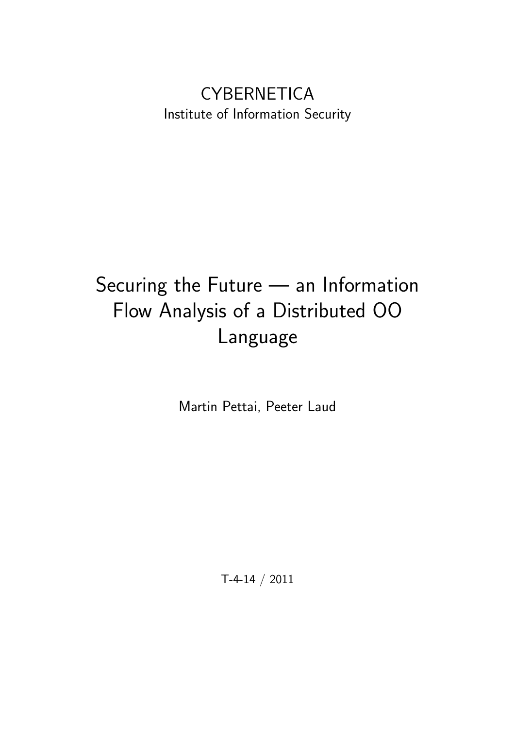CYBERNETICA

Institute of Information Security

# Securing the Future — an Information Flow Analysis of a Distributed OO Language

Martin Pettai, Peeter Laud

T-4-14 / 2011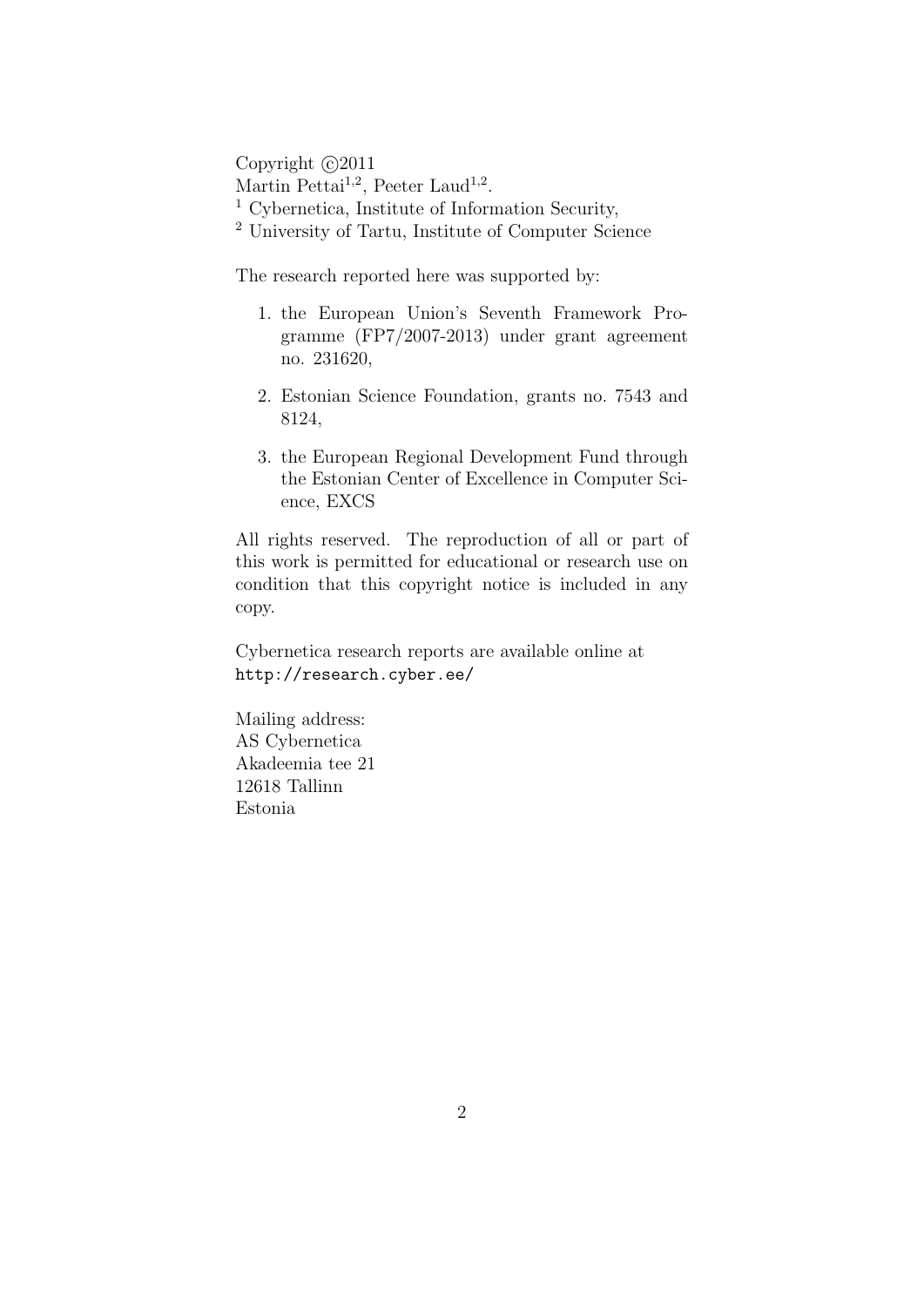Copyright ©2011
Martin Pettai[1,2], Peeter Laud[1,2].
[1] Cybernetica, Institute of Information Security,
[2] University of Tartu, Institute of Computer Science

The research reported here was supported by:

1. the European Union's Seventh Framework Programme (FP7/2007-2013) under grant agreement no. 231620,
2. Estonian Science Foundation, grants no. 7543 and 8124,
3. the European Regional Development Fund through the Estonian Center of Excellence in Computer Science, EXCS

All rights reserved. The reproduction of all or part of this work is permitted for educational or research use on condition that this copyright notice is included in any copy.

Cybernetica research reports are available online at
http://research.cyber.ee/

Mailing address:
AS Cybernetica
Akadeemia tee 21
12618 Tallinn
Estonia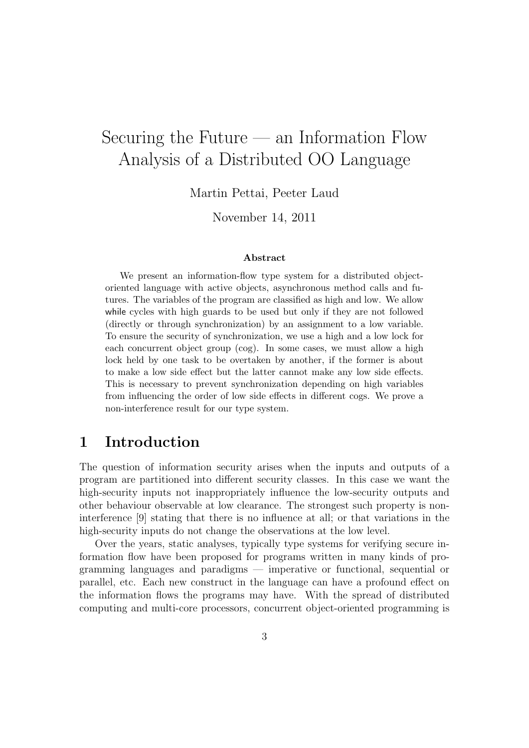# Securing the Future — an Information Flow Analysis of a Distributed OO Language

Martin Pettai, Peeter Laud

November 14, 2011

### Abstract

We present an information-flow type system for a distributed object-oriented language with active objects, asynchronous method calls and futures. The variables of the program are classified as high and low. We allow `while` cycles with high guards to be used but only if they are not followed (directly or through synchronization) by an assignment to a low variable. To ensure the security of synchronization, we use a high and a low lock for each concurrent object group (cog). In some cases, we must allow a high lock held by one task to be overtaken by another, if the former is about to make a low side effect but the latter cannot make any low side effects. This is necessary to prevent synchronization depending on high variables from influencing the order of low side effects in different cogs. We prove a non-interference result for our type system.

## 1 Introduction

The question of information security arises when the inputs and outputs of a program are partitioned into different security classes. In this case we want the high-security inputs not inappropriately influence the low-security outputs and other behaviour observable at low clearance. The strongest such property is non-interference [9] stating that there is no influence at all; or that variations in the high-security inputs do not change the observations at the low level.

Over the years, static analyses, typically type systems for verifying secure information flow have been proposed for programs written in many kinds of programming languages and paradigms — imperative or functional, sequential or parallel, etc. Each new construct in the language can have a profound effect on the information flows the programs may have. With the spread of distributed computing and multi-core processors, concurrent object-oriented programming is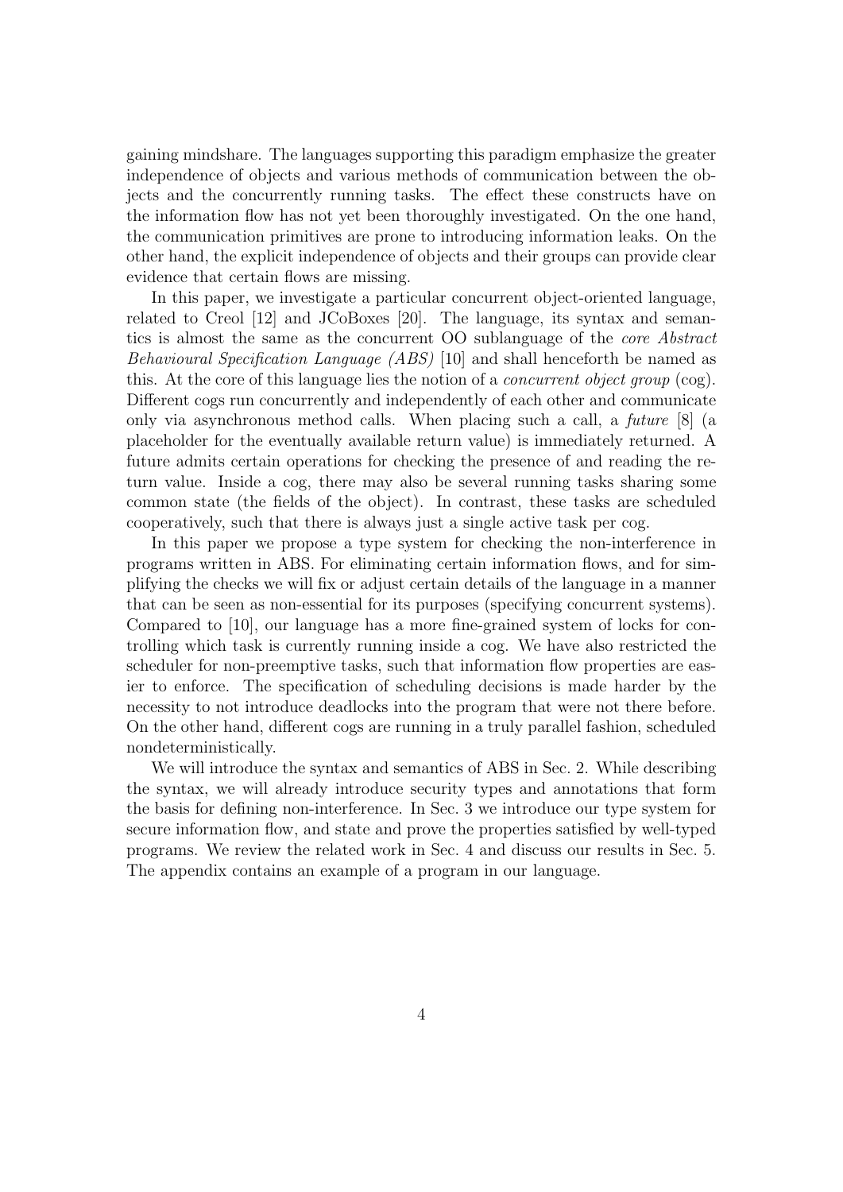gaining mindshare. The languages supporting this paradigm emphasize the greater independence of objects and various methods of communication between the objects and the concurrently running tasks. The effect these constructs have on the information flow has not yet been thoroughly investigated. On the one hand, the communication primitives are prone to introducing information leaks. On the other hand, the explicit independence of objects and their groups can provide clear evidence that certain flows are missing.

In this paper, we investigate a particular concurrent object-oriented language, related to Creol [12] and JCoBoxes [20]. The language, its syntax and semantics is almost the same as the concurrent OO sublanguage of the *core Abstract Behavioural Specification Language (ABS)* [10] and shall henceforth be named as this. At the core of this language lies the notion of a *concurrent object group* (cog). Different cogs run concurrently and independently of each other and communicate only via asynchronous method calls. When placing such a call, a *future* [8] (a placeholder for the eventually available return value) is immediately returned. A future admits certain operations for checking the presence of and reading the return value. Inside a cog, there may also be several running tasks sharing some common state (the fields of the object). In contrast, these tasks are scheduled cooperatively, such that there is always just a single active task per cog.

In this paper we propose a type system for checking the non-interference in programs written in ABS. For eliminating certain information flows, and for simplifying the checks we will fix or adjust certain details of the language in a manner that can be seen as non-essential for its purposes (specifying concurrent systems). Compared to [10], our language has a more fine-grained system of locks for controlling which task is currently running inside a cog. We have also restricted the scheduler for non-preemptive tasks, such that information flow properties are easier to enforce. The specification of scheduling decisions is made harder by the necessity to not introduce deadlocks into the program that were not there before. On the other hand, different cogs are running in a truly parallel fashion, scheduled nondeterministically.

We will introduce the syntax and semantics of ABS in Sec. 2. While describing the syntax, we will already introduce security types and annotations that form the basis for defining non-interference. In Sec. 3 we introduce our type system for secure information flow, and state and prove the properties satisfied by well-typed programs. We review the related work in Sec. 4 and discuss our results in Sec. 5. The appendix contains an example of a program in our language.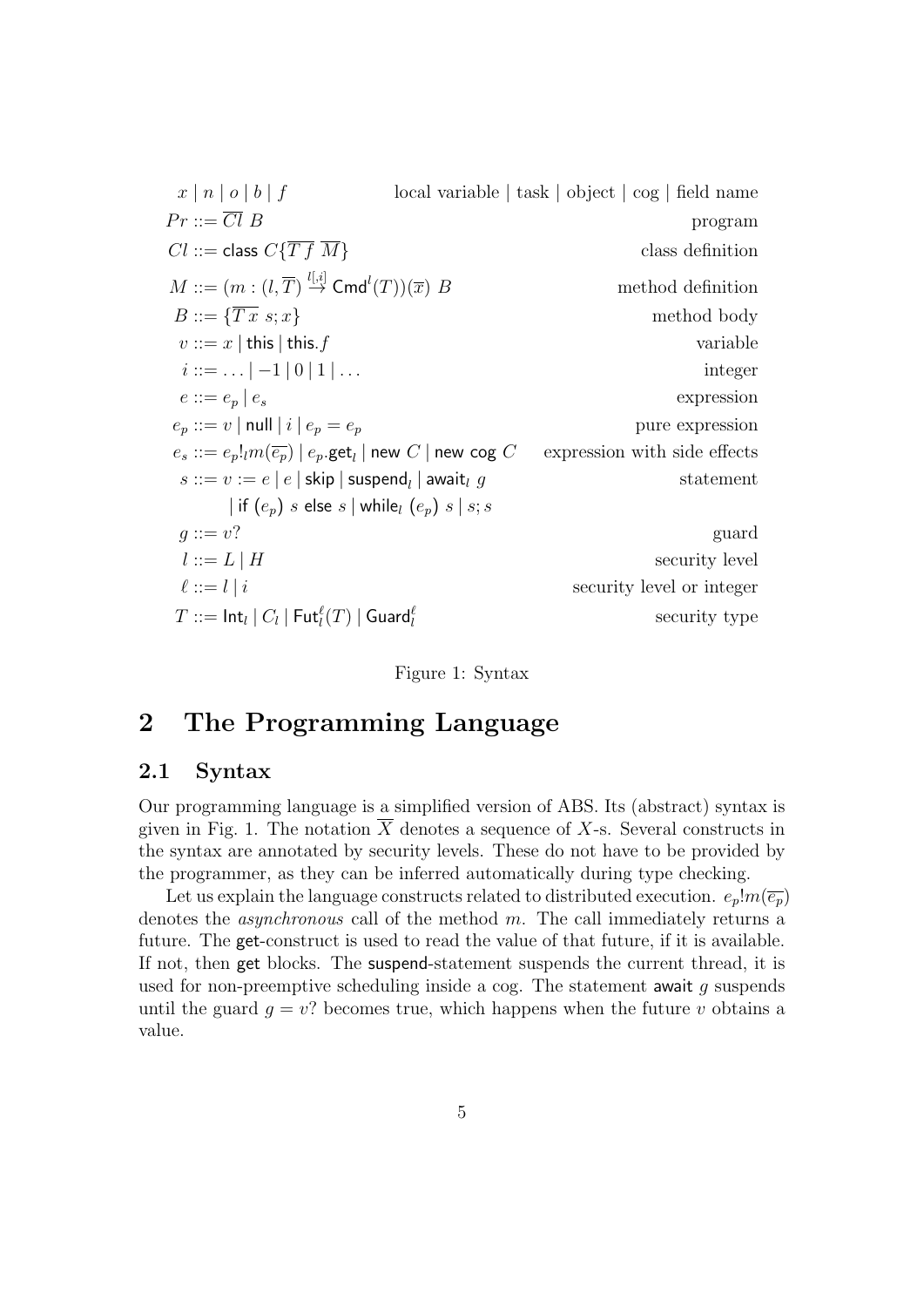| | |
|---|---|
| $x \mid n \mid o \mid b \mid f$ | local variable \| task \| object \| cog \| field name |
| $Pr ::= \overline{Cl}\ B$ | program |
| $Cl ::= \mathsf{class}\ C\{\overline{T\ f}\ \overline{M}\}$ | class definition |
| $M ::= (m : (l, \overline{T}) \xrightarrow{l[,i]} \mathsf{Cmd}^l(T))(\overline{x})\ B$ | method definition |
| $B ::= \{\overline{T\ x}\ s; x\}$ | method body |
| $v ::= x \mid \mathsf{this} \mid \mathsf{this}.f$ | variable |
| $i ::= \ldots \mid -1 \mid 0 \mid 1 \mid \ldots$ | integer |
| $e ::= e_p \mid e_s$ | expression |
| $e_p ::= v \mid \mathsf{null} \mid i \mid e_p = e_p$ | pure expression |
| $e_s ::= e_p!_l m(\overline{e_p}) \mid e_p.\mathsf{get}_l \mid \mathsf{new}\ C \mid \mathsf{new\ cog}\ C$ | expression with side effects |
| $s ::= v := e \mid e \mid \mathsf{skip} \mid \mathsf{suspend}_l \mid \mathsf{await}_l\ g$ $\mid \mathsf{if}\ (e_p)\ s\ \mathsf{else}\ s \mid \mathsf{while}_l\ (e_p)\ s \mid s; s$ | statement |
| $g ::= v?$ | guard |
| $l ::= L \mid H$ | security level |
| $\ell ::= l \mid i$ | security level or integer |
| $T ::= \mathsf{Int}_l \mid C_l \mid \mathsf{Fut}_l^\ell(T) \mid \mathsf{Guard}_l^\ell$ | security type |

Figure 1: Syntax

## 2 The Programming Language

### 2.1 Syntax

Our programming language is a simplified version of ABS. Its (abstract) syntax is given in Fig. 1. The notation $\overline{X}$ denotes a sequence of $X$-s. Several constructs in the syntax are annotated by security levels. These do not have to be provided by the programmer, as they can be inferred automatically during type checking.

Let us explain the language constructs related to distributed execution. $e_p!m(\overline{e_p})$ denotes the *asynchronous* call of the method $m$. The call immediately returns a future. The get-construct is used to read the value of that future, if it is available. If not, then get blocks. The suspend-statement suspends the current thread, it is used for non-preemptive scheduling inside a cog. The statement await $g$ suspends until the guard $g = v?$ becomes true, which happens when the future $v$ obtains a value.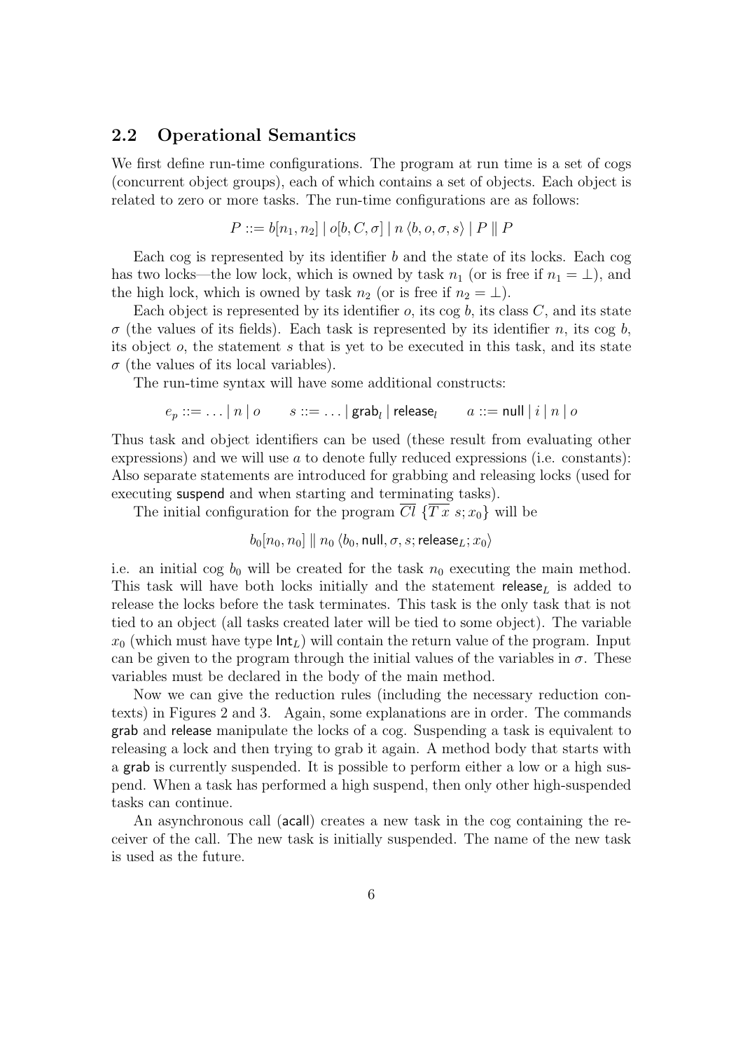## 2.2 Operational Semantics

We first define run-time configurations. The program at run time is a set of cogs (concurrent object groups), each of which contains a set of objects. Each object is related to zero or more tasks. The run-time configurations are as follows:

$$P ::= b[n_1, n_2] \mid o[b, C, \sigma] \mid n\,\langle b, o, \sigma, s\rangle \mid P \parallel P$$

Each cog is represented by its identifier $b$ and the state of its locks. Each cog has two locks—the low lock, which is owned by task $n_1$ (or is free if $n_1 = \bot$), and the high lock, which is owned by task $n_2$ (or is free if $n_2 = \bot$).

Each object is represented by its identifier $o$, its cog $b$, its class $C$, and its state $\sigma$ (the values of its fields). Each task is represented by its identifier $n$, its cog $b$, its object $o$, the statement $s$ that is yet to be executed in this task, and its state $\sigma$ (the values of its local variables).

The run-time syntax will have some additional constructs:

$$e_p ::= \ldots \mid n \mid o \qquad s ::= \ldots \mid \mathsf{grab}_l \mid \mathsf{release}_l \qquad a ::= \mathsf{null} \mid i \mid n \mid o$$

Thus task and object identifiers can be used (these result from evaluating other expressions) and we will use $a$ to denote fully reduced expressions (i.e. constants): Also separate statements are introduced for grabbing and releasing locks (used for executing suspend and when starting and terminating tasks).

The initial configuration for the program $\overline{Cl}\ \{\overline{T\,x}\ s; x_0\}$ will be

$$b_0[n_0, n_0] \parallel n_0\,\langle b_0, \mathsf{null}, \sigma, s; \mathsf{release}_L; x_0\rangle$$

i.e. an initial cog $b_0$ will be created for the task $n_0$ executing the main method. This task will have both locks initially and the statement $\mathsf{release}_L$ is added to release the locks before the task terminates. This task is the only task that is not tied to an object (all tasks created later will be tied to some object). The variable $x_0$ (which must have type $\mathsf{Int}_L$) will contain the return value of the program. Input can be given to the program through the initial values of the variables in $\sigma$. These variables must be declared in the body of the main method.

Now we can give the reduction rules (including the necessary reduction contexts) in Figures 2 and 3. Again, some explanations are in order. The commands grab and release manipulate the locks of a cog. Suspending a task is equivalent to releasing a lock and then trying to grab it again. A method body that starts with a grab is currently suspended. It is possible to perform either a low or a high suspend. When a task has performed a high suspend, then only other high-suspended tasks can continue.

An asynchronous call (acall) creates a new task in the cog containing the receiver of the call. The new task is initially suspended. The name of the new task is used as the future.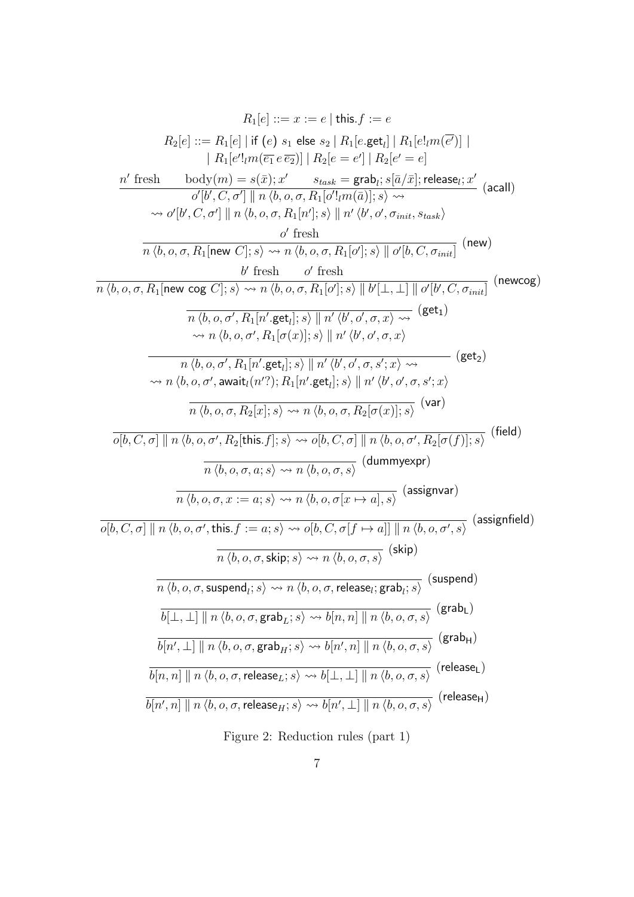$$R_1[e] ::= x := e \mid \textsf{this}.f := e$$

$$\begin{array}{rl} R_2[e] ::= & R_1[e] \mid \textsf{if}\ (e)\ s_1\ \textsf{else}\ s_2 \mid R_1[e.\textsf{get}_l] \mid R_1[e!_l m(\overline{e'})] \mid \\ & \mid R_1[e'!_l m(\overline{e_1}\, e\, \overline{e_2})] \mid R_2[e = e'] \mid R_2[e' = e] \end{array}$$

$$\frac{n' \text{ fresh} \qquad \text{body}(m) = s(\bar{x}); x' \qquad s_{task} = \textsf{grab}_l; s[\bar{a}/\bar{x}]; \textsf{release}_l; x'}{\begin{array}{l} o'[b', C, \sigma'] \parallel n\, \langle b, o, \sigma, R_1[o'!_l m(\bar{a})]; s\rangle \rightsquigarrow \\ \rightsquigarrow o'[b', C, \sigma'] \parallel n\, \langle b, o, \sigma, R_1[n']; s\rangle \parallel n'\, \langle b', o', \sigma_{init}, s_{task}\rangle \end{array}}\ (\textsf{acall})$$

$$\frac{o' \text{ fresh}}{n\, \langle b, o, \sigma, R_1[\textsf{new}\ C]; s\rangle \rightsquigarrow n\, \langle b, o, \sigma, R_1[o']; s\rangle \parallel o'[b, C, \sigma_{init}]}\ (\textsf{new})$$

$$\frac{b' \text{ fresh} \qquad o' \text{ fresh}}{n\, \langle b, o, \sigma, R_1[\textsf{new cog}\ C]; s\rangle \rightsquigarrow n\, \langle b, o, \sigma, R_1[o']; s\rangle \parallel b'[\bot, \bot] \parallel o'[b', C, \sigma_{init}]}\ (\textsf{newcog})$$

$$\frac{}{\begin{array}{l} n\, \langle b, o, \sigma', R_1[n'.\textsf{get}_l]; s\rangle \parallel n'\, \langle b', o', \sigma, x\rangle \rightsquigarrow \\ \rightsquigarrow n\, \langle b, o, \sigma', R_1[\sigma(x)]; s\rangle \parallel n'\, \langle b', o', \sigma, x\rangle \end{array}}\ (\textsf{get}_1)$$

$$\frac{}{\begin{array}{l} n\, \langle b, o, \sigma', R_1[n'.\textsf{get}_l]; s\rangle \parallel n'\, \langle b', o', \sigma, s'; x\rangle \rightsquigarrow \\ \rightsquigarrow n\, \langle b, o, \sigma', \textsf{await}_l(n'?); R_1[n'.\textsf{get}_l]; s\rangle \parallel n'\, \langle b', o', \sigma, s'; x\rangle \end{array}}\ (\textsf{get}_2)$$

$$\frac{}{n\, \langle b, o, \sigma, R_2[x]; s\rangle \rightsquigarrow n\, \langle b, o, \sigma, R_2[\sigma(x)]; s\rangle}\ (\textsf{var})$$

$$\frac{}{o[b, C, \sigma] \parallel n\, \langle b, o, \sigma', R_2[\textsf{this}.f]; s\rangle \rightsquigarrow o[b, C, \sigma] \parallel n\, \langle b, o, \sigma', R_2[\sigma(f)]; s\rangle}\ (\textsf{field})$$

$$\frac{}{n\, \langle b, o, \sigma, a; s\rangle \rightsquigarrow n\, \langle b, o, \sigma, s\rangle}\ (\textsf{dummyexpr})$$

$$\frac{}{n\, \langle b, o, \sigma, x := a; s\rangle \rightsquigarrow n\, \langle b, o, \sigma[x \mapsto a], s\rangle}\ (\textsf{assignvar})$$

$$\frac{}{o[b, C, \sigma] \parallel n\, \langle b, o, \sigma', \textsf{this}.f := a; s\rangle \rightsquigarrow o[b, C, \sigma[f \mapsto a]] \parallel n\, \langle b, o, \sigma', s\rangle}\ (\textsf{assignfield})$$

$$\frac{}{n\, \langle b, o, \sigma, \textsf{skip}; s\rangle \rightsquigarrow n\, \langle b, o, \sigma, s\rangle}\ (\textsf{skip})$$

$$\frac{}{n\, \langle b, o, \sigma, \textsf{suspend}_l; s\rangle \rightsquigarrow n\, \langle b, o, \sigma, \textsf{release}_l; \textsf{grab}_l; s\rangle}\ (\textsf{suspend})$$

$$\frac{}{b[\bot, \bot] \parallel n\, \langle b, o, \sigma, \textsf{grab}_L; s\rangle \rightsquigarrow b[n, n] \parallel n\, \langle b, o, \sigma, s\rangle}\ (\textsf{grab}_\textsf{L})$$

$$\frac{}{b[n', \bot] \parallel n\, \langle b, o, \sigma, \textsf{grab}_H; s\rangle \rightsquigarrow b[n', n] \parallel n\, \langle b, o, \sigma, s\rangle}\ (\textsf{grab}_\textsf{H})$$

$$\frac{}{b[n, n] \parallel n\, \langle b, o, \sigma, \textsf{release}_L; s\rangle \rightsquigarrow b[\bot, \bot] \parallel n\, \langle b, o, \sigma, s\rangle}\ (\textsf{release}_\textsf{L})$$

$$\frac{}{b[n', n] \parallel n\, \langle b, o, \sigma, \textsf{release}_H; s\rangle \rightsquigarrow b[n', \bot] \parallel n\, \langle b, o, \sigma, s\rangle}\ (\textsf{release}_\textsf{H})$$

Figure 2: Reduction rules (part 1)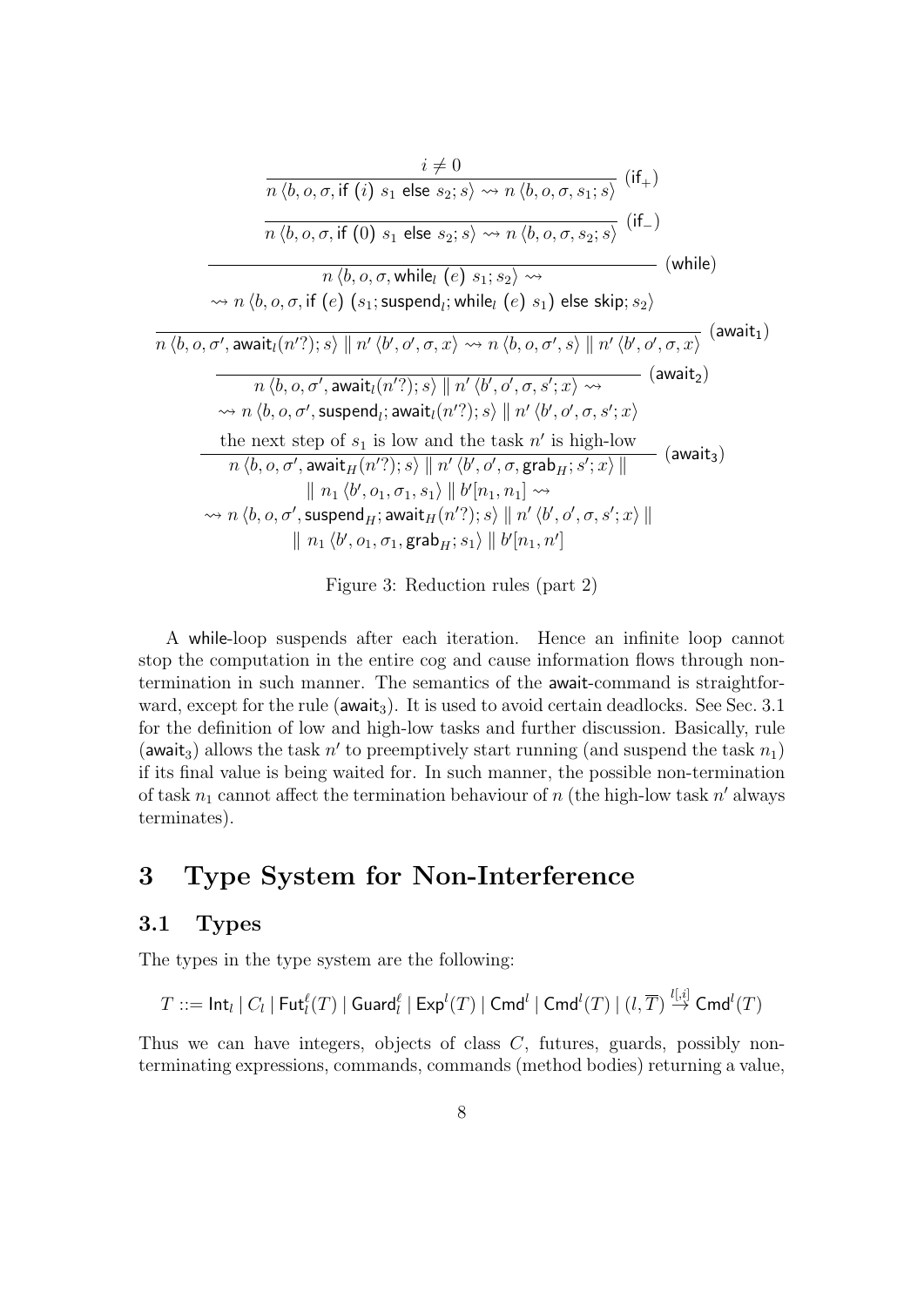$$\frac{i \neq 0}{n\,\langle b, o, \sigma, \mathsf{if}\ (i)\ s_1\ \mathsf{else}\ s_2; s\rangle \rightsquigarrow n\,\langle b, o, \sigma, s_1; s\rangle}\ (\mathsf{if}_+)$$

$$\frac{}{n\,\langle b, o, \sigma, \mathsf{if}\ (0)\ s_1\ \mathsf{else}\ s_2; s\rangle \rightsquigarrow n\,\langle b, o, \sigma, s_2; s\rangle}\ (\mathsf{if}_-)$$

$$\frac{}{\begin{array}{c} n\,\langle b, o, \sigma, \mathsf{while}_l\ (e)\ s_1; s_2\rangle \rightsquigarrow \\ \rightsquigarrow n\,\langle b, o, \sigma, \mathsf{if}\ (e)\ (s_1; \mathsf{suspend}_l; \mathsf{while}_l\ (e)\ s_1)\ \mathsf{else\ skip}; s_2\rangle \end{array}}\ (\mathsf{while})$$

$$\frac{}{n\,\langle b, o, \sigma', \mathsf{await}_l(n'?); s\rangle \parallel n'\,\langle b', o', \sigma, x\rangle \rightsquigarrow n\,\langle b, o, \sigma', s\rangle \parallel n'\,\langle b', o', \sigma, x\rangle}\ (\mathsf{await}_1)$$

$$\frac{}{\begin{array}{c} n\,\langle b, o, \sigma', \mathsf{await}_l(n'?); s\rangle \parallel n'\,\langle b', o', \sigma, s'; x\rangle \rightsquigarrow \\ \rightsquigarrow n\,\langle b, o, \sigma', \mathsf{suspend}_l; \mathsf{await}_l(n'?); s\rangle \parallel n'\,\langle b', o', \sigma, s'; x\rangle \end{array}}\ (\mathsf{await}_2)$$

$$\frac{\text{the next step of } s_1 \text{ is low and the task } n' \text{ is high-low}}{\begin{array}{c} n\,\langle b, o, \sigma', \mathsf{await}_H(n'?); s\rangle \parallel n'\,\langle b', o', \sigma, \mathsf{grab}_H; s'; x\rangle \parallel \\ \parallel n_1\,\langle b', o_1, \sigma_1, s_1\rangle \parallel b'[n_1, n_1] \rightsquigarrow \\ \rightsquigarrow n\,\langle b, o, \sigma', \mathsf{suspend}_H; \mathsf{await}_H(n'?); s\rangle \parallel n'\,\langle b', o', \sigma, s'; x\rangle \parallel \\ \parallel n_1\,\langle b', o_1, \sigma_1, \mathsf{grab}_H; s_1\rangle \parallel b'[n_1, n'] \end{array}}\ (\mathsf{await}_3)$$

Figure 3: Reduction rules (part 2)

A while-loop suspends after each iteration. Hence an infinite loop cannot stop the computation in the entire cog and cause information flows through non-termination in such manner. The semantics of the await-command is straightforward, except for the rule ($\mathsf{await}_3$). It is used to avoid certain deadlocks. See Sec. 3.1 for the definition of low and high-low tasks and further discussion. Basically, rule ($\mathsf{await}_3$) allows the task $n'$ to preemptively start running (and suspend the task $n_1$) if its final value is being waited for. In such manner, the possible non-termination of task $n_1$ cannot affect the termination behaviour of $n$ (the high-low task $n'$ always terminates).

# 3 Type System for Non-Interference

## 3.1 Types

The types in the type system are the following:

$$T ::= \mathsf{Int}_l \mid C_l \mid \mathsf{Fut}_l^\ell(T) \mid \mathsf{Guard}_l^\ell \mid \mathsf{Exp}^l(T) \mid \mathsf{Cmd}^l \mid \mathsf{Cmd}^l(T) \mid (l, \overline{T}) \stackrel{l[,i]}{\to} \mathsf{Cmd}^l(T)$$

Thus we can have integers, objects of class $C$, futures, guards, possibly non-terminating expressions, commands, commands (method bodies) returning a value,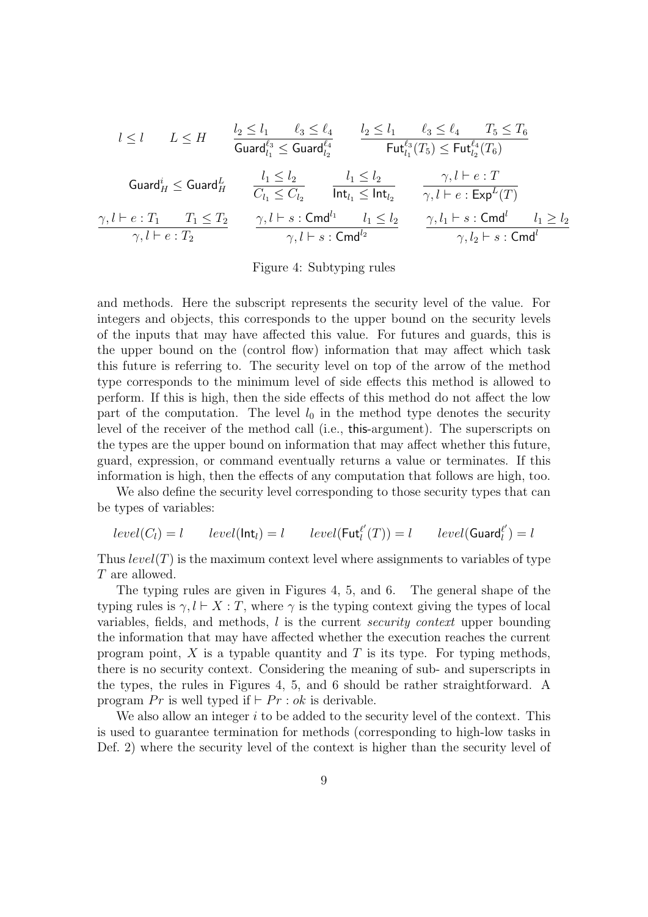$$l \leq l \qquad L \leq H \qquad \frac{l_2 \leq l_1 \qquad \ell_3 \leq \ell_4}{\mathsf{Guard}_{l_1}^{\ell_3} \leq \mathsf{Guard}_{l_2}^{\ell_4}} \qquad \frac{l_2 \leq l_1 \qquad \ell_3 \leq \ell_4 \qquad T_5 \leq T_6}{\mathsf{Fut}_{l_1}^{\ell_3}(T_5) \leq \mathsf{Fut}_{l_2}^{\ell_4}(T_6)}$$

$$\mathsf{Guard}_H^i \leq \mathsf{Guard}_H^L \qquad \frac{l_1 \leq l_2}{C_{l_1} \leq C_{l_2}} \qquad \frac{l_1 \leq l_2}{\mathsf{Int}_{l_1} \leq \mathsf{Int}_{l_2}} \qquad \frac{\gamma, l \vdash e : T}{\gamma, l \vdash e : \mathsf{Exp}^L(T)}$$

$$\frac{\gamma, l \vdash e : T_1 \qquad T_1 \leq T_2}{\gamma, l \vdash e : T_2} \qquad \frac{\gamma, l \vdash s : \mathsf{Cmd}^{l_1} \qquad l_1 \leq l_2}{\gamma, l \vdash s : \mathsf{Cmd}^{l_2}} \qquad \frac{\gamma, l_1 \vdash s : \mathsf{Cmd}^{l} \qquad l_1 \geq l_2}{\gamma, l_2 \vdash s : \mathsf{Cmd}^{l}}$$

Figure 4: Subtyping rules

and methods. Here the subscript represents the security level of the value. For integers and objects, this corresponds to the upper bound on the security levels of the inputs that may have affected this value. For futures and guards, this is the upper bound on the (control flow) information that may affect which task this future is referring to. The security level on top of the arrow of the method type corresponds to the minimum level of side effects this method is allowed to perform. If this is high, then the side effects of this method do not affect the low part of the computation. The level $l_0$ in the method type denotes the security level of the receiver of the method call (i.e., $\mathsf{this}$-argument). The superscripts on the types are the upper bound on information that may affect whether this future, guard, expression, or command eventually returns a value or terminates. If this information is high, then the effects of any computation that follows are high, too.

We also define the security level corresponding to those security types that can be types of variables:

$$level(C_l) = l \qquad level(\mathsf{Int}_l) = l \qquad level(\mathsf{Fut}_l^{\ell'}(T)) = l \qquad level(\mathsf{Guard}_l^{\ell'}) = l$$

Thus $level(T)$ is the maximum context level where assignments to variables of type $T$ are allowed.

The typing rules are given in Figures 4, 5, and 6. The general shape of the typing rules is $\gamma, l \vdash X : T$, where $\gamma$ is the typing context giving the types of local variables, fields, and methods, $l$ is the current *security context* upper bounding the information that may have affected whether the execution reaches the current program point, $X$ is a typable quantity and $T$ is its type. For typing methods, there is no security context. Considering the meaning of sub- and superscripts in the types, the rules in Figures 4, 5, and 6 should be rather straightforward. A program $Pr$ is well typed if $\vdash Pr : ok$ is derivable.

We also allow an integer $i$ to be added to the security level of the context. This is used to guarantee termination for methods (corresponding to high-low tasks in Def. 2) where the security level of the context is higher than the security level of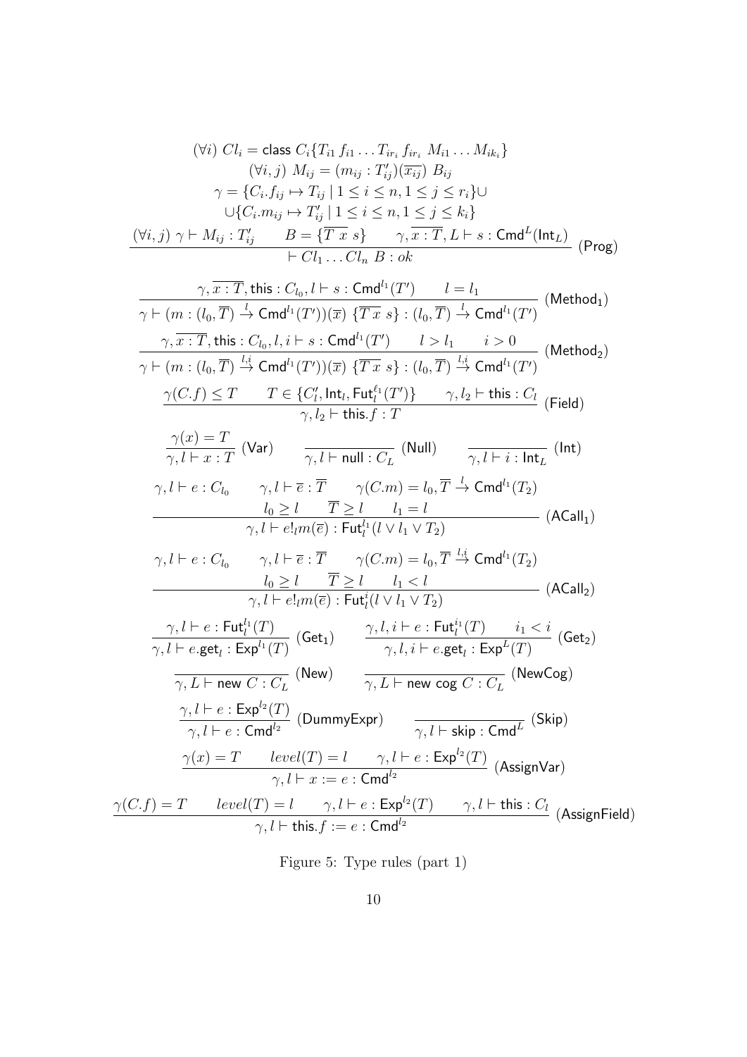$$\frac{\begin{array}{c}(\forall i)\ Cl_i = \mathsf{class}\ C_i\{T_{i1}\, f_{i1} \ldots T_{ir_i}\, f_{ir_i}\ M_{i1} \ldots M_{ik_i}\} \\ (\forall i,j)\ M_{ij} = (m_{ij} : T'_{ij})(\overline{x_{ij}})\ B_{ij} \\ \gamma = \{C_i.f_{ij} \mapsto T_{ij} \mid 1 \leq i \leq n, 1 \leq j \leq r_i\} \cup \\ \cup \{C_i.m_{ij} \mapsto T'_{ij} \mid 1 \leq i \leq n, 1 \leq j \leq k_i\} \\ (\forall i,j)\ \gamma \vdash M_{ij} : T'_{ij} \qquad B = \{\overline{T\ x}\ s\} \qquad \gamma, \overline{x:T}, L \vdash s : \mathsf{Cmd}^L(\mathsf{Int}_L)\end{array}}{\vdash Cl_1 \ldots Cl_n\ B : ok}\ (\mathsf{Prog})$$

$$\frac{\gamma, \overline{x:T}, \mathsf{this} : C_{l_0}, l \vdash s : \mathsf{Cmd}^{l_1}(T') \qquad l = l_1}{\gamma \vdash (m : (l_0, \overline{T}) \xrightarrow{l} \mathsf{Cmd}^{l_1}(T'))(\overline{x})\ \{\overline{T\,x}\ s\} : (l_0, \overline{T}) \xrightarrow{l} \mathsf{Cmd}^{l_1}(T')}\ (\mathsf{Method}_1)$$

$$\frac{\gamma, \overline{x:T}, \mathsf{this} : C_{l_0}, l, i \vdash s : \mathsf{Cmd}^{l_1}(T') \qquad l > l_1 \qquad i > 0}{\gamma \vdash (m : (l_0, \overline{T}) \xrightarrow{l,i} \mathsf{Cmd}^{l_1}(T'))(\overline{x})\ \{\overline{T\,x}\ s\} : (l_0, \overline{T}) \xrightarrow{l,i} \mathsf{Cmd}^{l_1}(T')}\ (\mathsf{Method}_2)$$

$$\frac{\gamma(C.f) \leq T \qquad T \in \{C'_l, \mathsf{Int}_l, \mathsf{Fut}_l^{\ell_1}(T')\} \qquad \gamma, l_2 \vdash \mathsf{this} : C_l}{\gamma, l_2 \vdash \mathsf{this}.f : T}\ (\mathsf{Field})$$

$$\frac{\gamma(x) = T}{\gamma, l \vdash x : T}\ (\mathsf{Var}) \qquad \frac{}{\gamma, l \vdash \mathsf{null} : C_L}\ (\mathsf{Null}) \qquad \frac{}{\gamma, l \vdash i : \mathsf{Int}_L}\ (\mathsf{Int})$$

$$\frac{\begin{array}{c}\gamma, l \vdash e : C_{l_0} \qquad \gamma, l \vdash \overline{e} : \overline{T} \qquad \gamma(C.m) = l_0, \overline{T} \xrightarrow{l} \mathsf{Cmd}^{l_1}(T_2) \\ l_0 \geq l \qquad \overline{T} \geq l \qquad l_1 = l\end{array}}{\gamma, l \vdash e!_l m(\overline{e}) : \mathsf{Fut}_l^{l_1}(l \vee l_1 \vee T_2)}\ (\mathsf{ACall}_1)$$

$$\frac{\begin{array}{c}\gamma, l \vdash e : C_{l_0} \qquad \gamma, l \vdash \overline{e} : \overline{T} \qquad \gamma(C.m) = l_0, \overline{T} \xrightarrow{l,i} \mathsf{Cmd}^{l_1}(T_2) \\ l_0 \geq l \qquad \overline{T} \geq l \qquad l_1 < l\end{array}}{\gamma, l \vdash e!_l m(\overline{e}) : \mathsf{Fut}_l^{i}(l \vee l_1 \vee T_2)}\ (\mathsf{ACall}_2)$$

$$\frac{\gamma, l \vdash e : \mathsf{Fut}_l^{l_1}(T)}{\gamma, l \vdash e.\mathsf{get}_l : \mathsf{Exp}^{l_1}(T)}\ (\mathsf{Get}_1) \qquad \frac{\gamma, l, i \vdash e : \mathsf{Fut}_l^{i_1}(T) \qquad i_1 < i}{\gamma, l, i \vdash e.\mathsf{get}_l : \mathsf{Exp}^{L}(T)}\ (\mathsf{Get}_2)$$

$$\frac{}{\gamma, L \vdash \mathsf{new}\ C : C_L}\ (\mathsf{New}) \qquad \frac{}{\gamma, L \vdash \mathsf{new\ cog}\ C : C_L}\ (\mathsf{NewCog})$$

$$\frac{\gamma, l \vdash e : \mathsf{Exp}^{l_2}(T)}{\gamma, l \vdash e : \mathsf{Cmd}^{l_2}}\ (\mathsf{DummyExpr}) \qquad \frac{}{\gamma, l \vdash \mathsf{skip} : \mathsf{Cmd}^L}\ (\mathsf{Skip})$$

$$\frac{\gamma(x) = T \qquad level(T) = l \qquad \gamma, l \vdash e : \mathsf{Exp}^{l_2}(T)}{\gamma, l \vdash x := e : \mathsf{Cmd}^{l_2}}\ (\mathsf{AssignVar})$$

$$\frac{\gamma(C.f) = T \qquad level(T) = l \qquad \gamma, l \vdash e : \mathsf{Exp}^{l_2}(T) \qquad \gamma, l \vdash \mathsf{this} : C_l}{\gamma, l \vdash \mathsf{this}.f := e : \mathsf{Cmd}^{l_2}}\ (\mathsf{AssignField})$$

Figure 5: Type rules (part 1)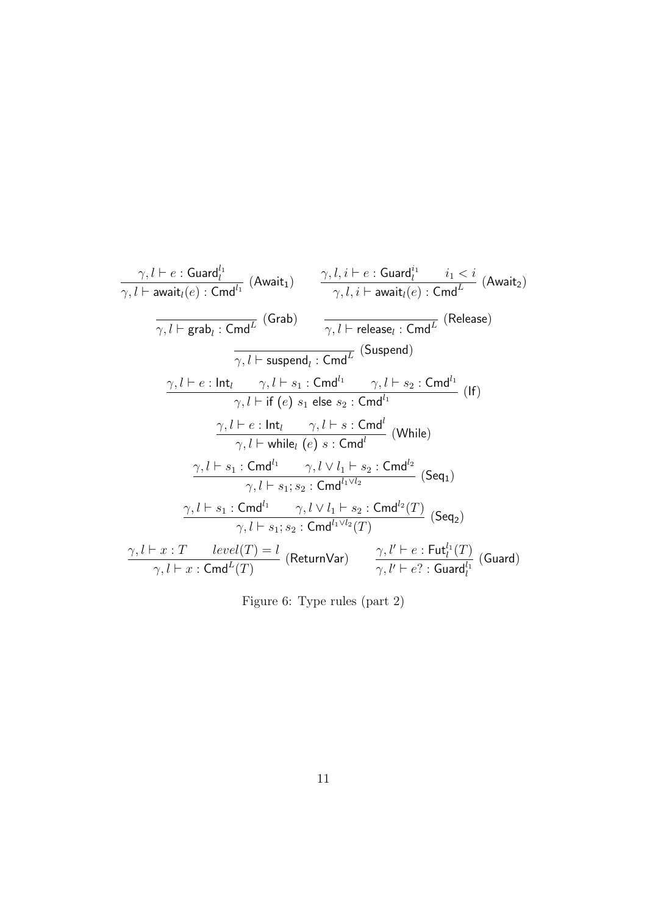$$\frac{\gamma, l \vdash e : \mathsf{Guard}_l^{l_1}}{\gamma, l \vdash \mathsf{await}_l(e) : \mathsf{Cmd}^{l_1}} \ (\mathsf{Await}_1) \qquad \frac{\gamma, l, i \vdash e : \mathsf{Guard}_l^{i_1} \qquad i_1 < i}{\gamma, l, i \vdash \mathsf{await}_l(e) : \mathsf{Cmd}^{L}} \ (\mathsf{Await}_2)$$

$$\frac{}{\gamma, l \vdash \mathsf{grab}_l : \mathsf{Cmd}^L} \ (\mathsf{Grab}) \qquad \frac{}{\gamma, l \vdash \mathsf{release}_l : \mathsf{Cmd}^L} \ (\mathsf{Release})$$

$$\frac{}{\gamma, l \vdash \mathsf{suspend}_l : \mathsf{Cmd}^L} \ (\mathsf{Suspend})$$

$$\frac{\gamma, l \vdash e : \mathsf{Int}_l \qquad \gamma, l \vdash s_1 : \mathsf{Cmd}^{l_1} \qquad \gamma, l \vdash s_2 : \mathsf{Cmd}^{l_1}}{\gamma, l \vdash \mathsf{if}\ (e)\ s_1\ \mathsf{else}\ s_2 : \mathsf{Cmd}^{l_1}} \ (\mathsf{If})$$

$$\frac{\gamma, l \vdash e : \mathsf{Int}_l \qquad \gamma, l \vdash s : \mathsf{Cmd}^{l}}{\gamma, l \vdash \mathsf{while}_l\ (e)\ s : \mathsf{Cmd}^{l}} \ (\mathsf{While})$$

$$\frac{\gamma, l \vdash s_1 : \mathsf{Cmd}^{l_1} \qquad \gamma, l \vee l_1 \vdash s_2 : \mathsf{Cmd}^{l_2}}{\gamma, l \vdash s_1; s_2 : \mathsf{Cmd}^{l_1 \vee l_2}} \ (\mathsf{Seq}_1)$$

$$\frac{\gamma, l \vdash s_1 : \mathsf{Cmd}^{l_1} \qquad \gamma, l \vee l_1 \vdash s_2 : \mathsf{Cmd}^{l_2}(T)}{\gamma, l \vdash s_1; s_2 : \mathsf{Cmd}^{l_1 \vee l_2}(T)} \ (\mathsf{Seq}_2)$$

$$\frac{\gamma, l \vdash x : T \qquad level(T) = l}{\gamma, l \vdash x : \mathsf{Cmd}^{L}(T)} \ (\mathsf{ReturnVar}) \qquad \frac{\gamma, l' \vdash e : \mathsf{Fut}_l^{l_1}(T)}{\gamma, l' \vdash e? : \mathsf{Guard}_l^{l_1}} \ (\mathsf{Guard})$$

Figure 6: Type rules (part 2)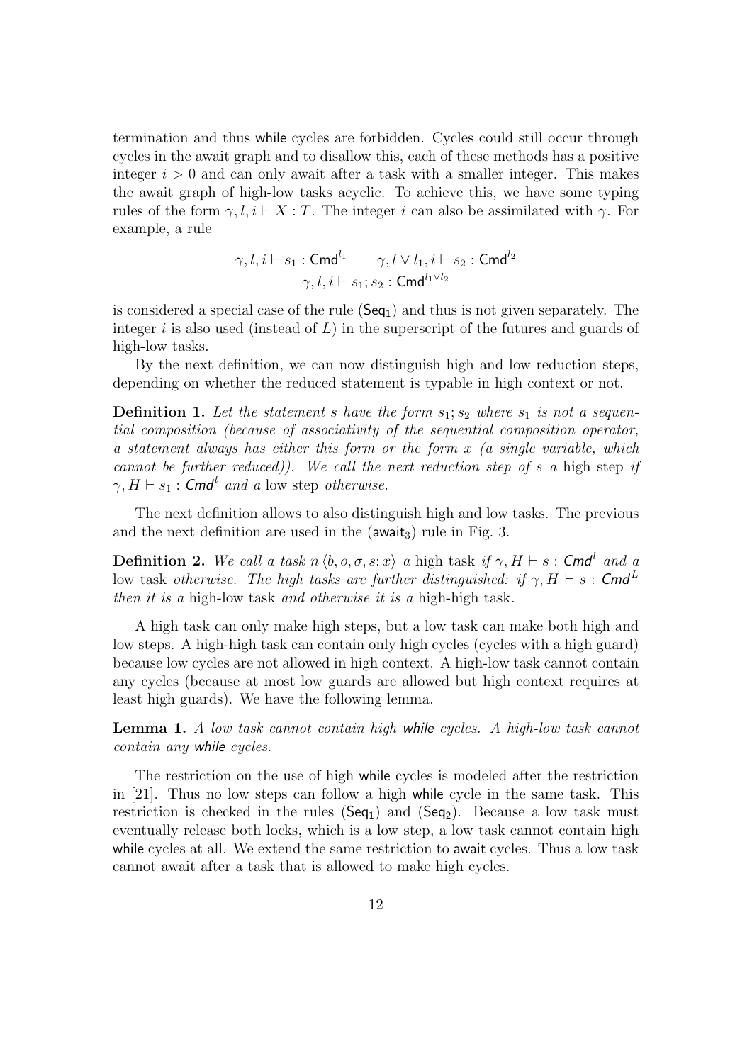termination and thus while cycles are forbidden. Cycles could still occur through cycles in the await graph and to disallow this, each of these methods has a positive integer $i > 0$ and can only await after a task with a smaller integer. This makes the await graph of high-low tasks acyclic. To achieve this, we have some typing rules of the form $\gamma, l, i \vdash X : T$. The integer $i$ can also be assimilated with $\gamma$. For example, a rule

$$\frac{\gamma, l, i \vdash s_1 : \mathsf{Cmd}^{l_1} \qquad \gamma, l \vee l_1, i \vdash s_2 : \mathsf{Cmd}^{l_2}}{\gamma, l, i \vdash s_1; s_2 : \mathsf{Cmd}^{l_1 \vee l_2}}$$

is considered a special case of the rule ($\mathsf{Seq}_1$) and thus is not given separately. The integer $i$ is also used (instead of $L$) in the superscript of the futures and guards of high-low tasks.

By the next definition, we can now distinguish high and low reduction steps, depending on whether the reduced statement is typable in high context or not.

**Definition 1.** *Let the statement $s$ have the form $s_1; s_2$ where $s_1$ is not a sequential composition (because of associativity of the sequential composition operator, a statement always has either this form or the form $x$ (a single variable, which cannot be further reduced)). We call the next reduction step of $s$ a* high step *if $\gamma, H \vdash s_1 : \mathsf{Cmd}^l$ and a* low step *otherwise.*

The next definition allows to also distinguish high and low tasks. The previous and the next definition are used in the ($\mathsf{await}_3$) rule in Fig. 3.

**Definition 2.** *We call a task $n \langle b, o, \sigma, s; x \rangle$ a* high task *if $\gamma, H \vdash s : \mathsf{Cmd}^l$ and a* low task *otherwise. The high tasks are further distinguished: if $\gamma, H \vdash s : \mathsf{Cmd}^L$ then it is a* high-low task *and otherwise it is a* high-high task*.*

A high task can only make high steps, but a low task can make both high and low steps. A high-high task can contain only high cycles (cycles with a high guard) because low cycles are not allowed in high context. A high-low task cannot contain any cycles (because at most low guards are allowed but high context requires at least high guards). We have the following lemma.

**Lemma 1.** *A low task cannot contain high while cycles. A high-low task cannot contain any while cycles.*

The restriction on the use of high while cycles is modeled after the restriction in [21]. Thus no low steps can follow a high while cycle in the same task. This restriction is checked in the rules ($\mathsf{Seq}_1$) and ($\mathsf{Seq}_2$). Because a low task must eventually release both locks, which is a low step, a low task cannot contain high while cycles at all. We extend the same restriction to await cycles. Thus a low task cannot await after a task that is allowed to make high cycles.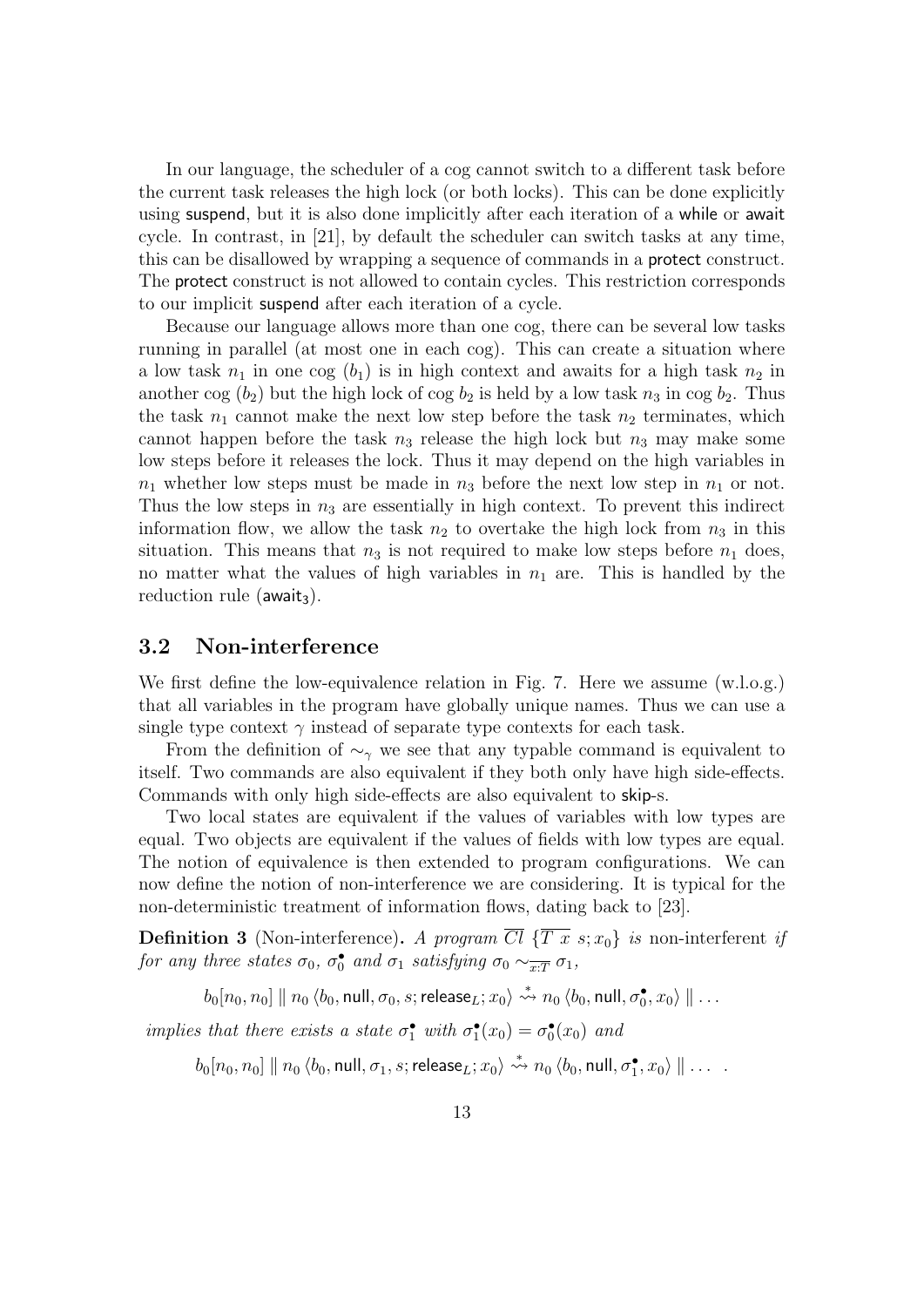In our language, the scheduler of a cog cannot switch to a different task before the current task releases the high lock (or both locks). This can be done explicitly using suspend, but it is also done implicitly after each iteration of a while or await cycle. In contrast, in [21], by default the scheduler can switch tasks at any time, this can be disallowed by wrapping a sequence of commands in a protect construct. The protect construct is not allowed to contain cycles. This restriction corresponds to our implicit suspend after each iteration of a cycle.

Because our language allows more than one cog, there can be several low tasks running in parallel (at most one in each cog). This can create a situation where a low task $n_1$ in one cog ($b_1$) is in high context and awaits for a high task $n_2$ in another cog ($b_2$) but the high lock of cog $b_2$ is held by a low task $n_3$ in cog $b_2$. Thus the task $n_1$ cannot make the next low step before the task $n_2$ terminates, which cannot happen before the task $n_3$ release the high lock but $n_3$ may make some low steps before it releases the lock. Thus it may depend on the high variables in $n_1$ whether low steps must be made in $n_3$ before the next low step in $n_1$ or not. Thus the low steps in $n_3$ are essentially in high context. To prevent this indirect information flow, we allow the task $n_2$ to overtake the high lock from $n_3$ in this situation. This means that $n_3$ is not required to make low steps before $n_1$ does, no matter what the values of high variables in $n_1$ are. This is handled by the reduction rule ($\mathsf{await}_3$).

## 3.2 Non-interference

We first define the low-equivalence relation in Fig. 7. Here we assume (w.l.o.g.) that all variables in the program have globally unique names. Thus we can use a single type context $\gamma$ instead of separate type contexts for each task.

From the definition of $\sim_\gamma$ we see that any typable command is equivalent to itself. Two commands are also equivalent if they both only have high side-effects. Commands with only high side-effects are also equivalent to skip-s.

Two local states are equivalent if the values of variables with low types are equal. Two objects are equivalent if the values of fields with low types are equal. The notion of equivalence is then extended to program configurations. We can now define the notion of non-interference we are considering. It is typical for the non-deterministic treatment of information flows, dating back to [23].

**Definition 3** (Non-interference). *A program $\overline{Cl}\ \{\overline{T\ x}\ s; x_0\}$ is* non-interferent *if for any three states $\sigma_0$, $\sigma_0^\bullet$ and $\sigma_1$ satisfying $\sigma_0 \sim_{\overline{x:T}} \sigma_1$,*

$$b_0[n_0, n_0] \parallel n_0 \langle b_0, \mathsf{null}, \sigma_0, s; \mathsf{release}_L; x_0 \rangle \overset{*}{\rightsquigarrow} n_0 \langle b_0, \mathsf{null}, \sigma_0^\bullet, x_0 \rangle \parallel \ldots$$

*implies that there exists a state $\sigma_1^\bullet$ with $\sigma_1^\bullet(x_0) = \sigma_0^\bullet(x_0)$ and*

$$b_0[n_0, n_0] \parallel n_0 \langle b_0, \mathsf{null}, \sigma_1, s; \mathsf{release}_L; x_0 \rangle \overset{*}{\rightsquigarrow} n_0 \langle b_0, \mathsf{null}, \sigma_1^\bullet, x_0 \rangle \parallel \ldots \ .$$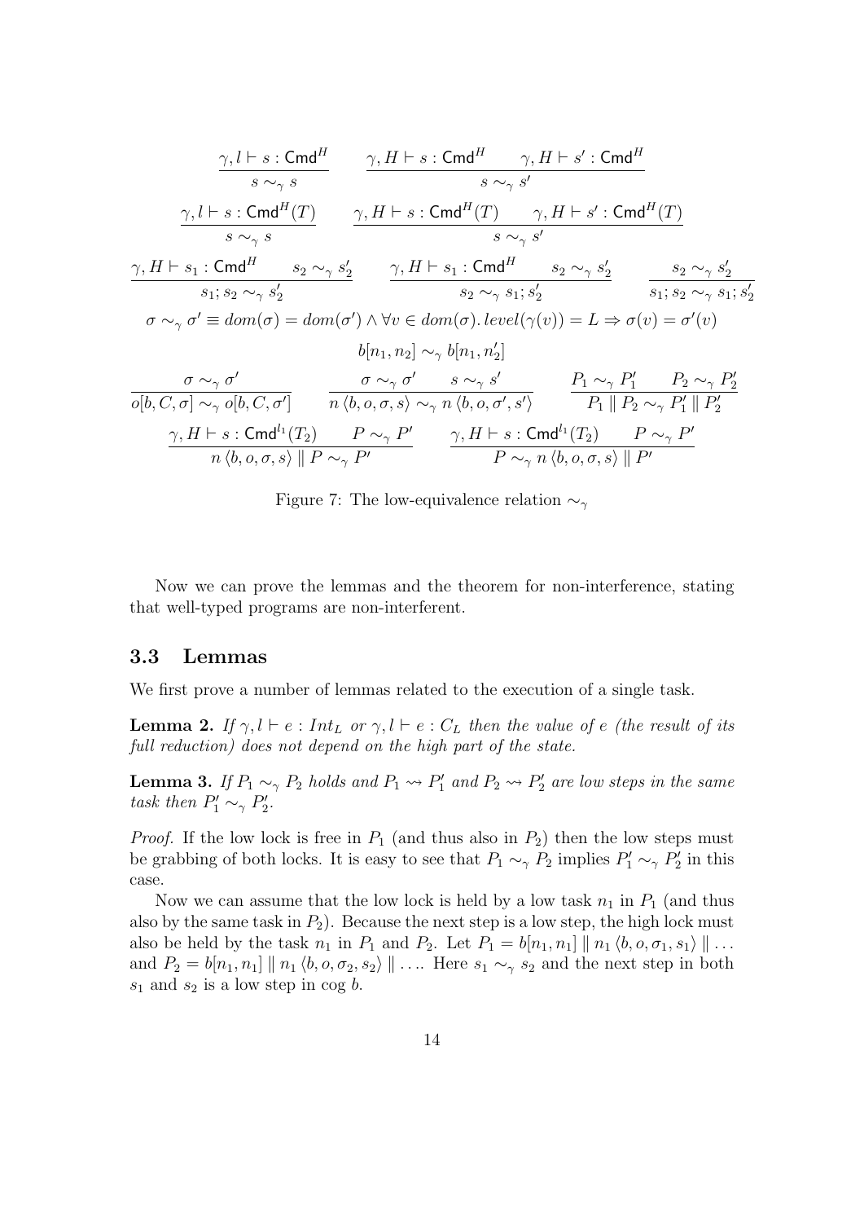$$\frac{\gamma, l \vdash s : \mathsf{Cmd}^H}{s \sim_\gamma s} \qquad \frac{\gamma, H \vdash s : \mathsf{Cmd}^H \qquad \gamma, H \vdash s' : \mathsf{Cmd}^H}{s \sim_\gamma s'}$$

$$\frac{\gamma, l \vdash s : \mathsf{Cmd}^H(T)}{s \sim_\gamma s} \qquad \frac{\gamma, H \vdash s : \mathsf{Cmd}^H(T) \qquad \gamma, H \vdash s' : \mathsf{Cmd}^H(T)}{s \sim_\gamma s'}$$

$$\frac{\gamma, H \vdash s_1 : \mathsf{Cmd}^H \qquad s_2 \sim_\gamma s_2'}{s_1; s_2 \sim_\gamma s_2'} \qquad \frac{\gamma, H \vdash s_1 : \mathsf{Cmd}^H \qquad s_2 \sim_\gamma s_2'}{s_2 \sim_\gamma s_1; s_2'} \qquad \frac{s_2 \sim_\gamma s_2'}{s_1; s_2 \sim_\gamma s_1; s_2'}$$

$$\sigma \sim_\gamma \sigma' \equiv dom(\sigma) = dom(\sigma') \wedge \forall v \in dom(\sigma).\, level(\gamma(v)) = L \Rightarrow \sigma(v) = \sigma'(v)$$

$$b[n_1, n_2] \sim_\gamma b[n_1, n_2']$$

$$\frac{\sigma \sim_\gamma \sigma'}{o[b, C, \sigma] \sim_\gamma o[b, C, \sigma']} \qquad \frac{\sigma \sim_\gamma \sigma' \qquad s \sim_\gamma s'}{n\,\langle b, o, \sigma, s\rangle \sim_\gamma n\,\langle b, o, \sigma', s'\rangle} \qquad \frac{P_1 \sim_\gamma P_1' \qquad P_2 \sim_\gamma P_2'}{P_1 \parallel P_2 \sim_\gamma P_1' \parallel P_2'}$$

$$\frac{\gamma, H \vdash s : \mathsf{Cmd}^{l_1}(T_2) \qquad P \sim_\gamma P'}{n\,\langle b, o, \sigma, s\rangle \parallel P \sim_\gamma P'} \qquad \frac{\gamma, H \vdash s : \mathsf{Cmd}^{l_1}(T_2) \qquad P \sim_\gamma P'}{P \sim_\gamma n\,\langle b, o, \sigma, s\rangle \parallel P'}$$

Figure 7: The low-equivalence relation $\sim_\gamma$

Now we can prove the lemmas and the theorem for non-interference, stating that well-typed programs are non-interferent.

### 3.3 Lemmas

We first prove a number of lemmas related to the execution of a single task.

**Lemma 2.** *If $\gamma, l \vdash e : Int_L$ or $\gamma, l \vdash e : C_L$ then the value of $e$ (the result of its full reduction) does not depend on the high part of the state.*

**Lemma 3.** *If $P_1 \sim_\gamma P_2$ holds and $P_1 \rightsquigarrow P_1'$ and $P_2 \rightsquigarrow P_2'$ are low steps in the same task then $P_1' \sim_\gamma P_2'$.*

*Proof.* If the low lock is free in $P_1$ (and thus also in $P_2$) then the low steps must be grabbing of both locks. It is easy to see that $P_1 \sim_\gamma P_2$ implies $P_1' \sim_\gamma P_2'$ in this case.

Now we can assume that the low lock is held by a low task $n_1$ in $P_1$ (and thus also by the same task in $P_2$). Because the next step is a low step, the high lock must also be held by the task $n_1$ in $P_1$ and $P_2$. Let $P_1 = b[n_1, n_1] \parallel n_1\,\langle b, o, \sigma_1, s_1\rangle \parallel \ldots$ and $P_2 = b[n_1, n_1] \parallel n_1\,\langle b, o, \sigma_2, s_2\rangle \parallel \ldots$. Here $s_1 \sim_\gamma s_2$ and the next step in both $s_1$ and $s_2$ is a low step in cog $b$.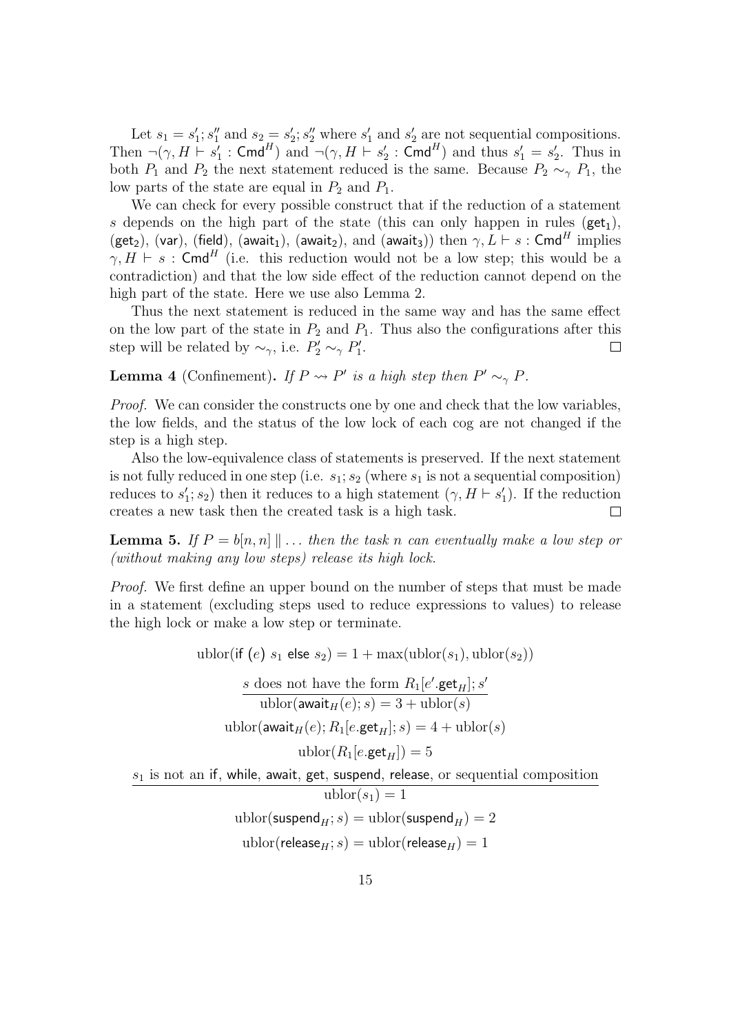Let $s_1 = s_1'; s_1''$ and $s_2 = s_2'; s_2''$ where $s_1'$ and $s_2'$ are not sequential compositions. Then $\neg(\gamma, H \vdash s_1' : \mathsf{Cmd}^H)$ and $\neg(\gamma, H \vdash s_2' : \mathsf{Cmd}^H)$ and thus $s_1' = s_2'$. Thus in both $P_1$ and $P_2$ the next statement reduced is the same. Because $P_2 \sim_\gamma P_1$, the low parts of the state are equal in $P_2$ and $P_1$.

We can check for every possible construct that if the reduction of a statement $s$ depends on the high part of the state (this can only happen in rules ($\mathsf{get}_1$), ($\mathsf{get}_2$), ($\mathsf{var}$), ($\mathsf{field}$), ($\mathsf{await}_1$), ($\mathsf{await}_2$), and ($\mathsf{await}_3$)) then $\gamma, L \vdash s : \mathsf{Cmd}^H$ implies $\gamma, H \vdash s : \mathsf{Cmd}^H$ (i.e. this reduction would not be a low step; this would be a contradiction) and that the low side effect of the reduction cannot depend on the high part of the state. Here we use also Lemma 2.

Thus the next statement is reduced in the same way and has the same effect on the low part of the state in $P_2$ and $P_1$. Thus also the configurations after this step will be related by $\sim_\gamma$, i.e. $P_2' \sim_\gamma P_1'$. □

**Lemma 4** (Confinement)**.** *If $P \rightsquigarrow P'$ is a high step then $P' \sim_\gamma P$.*

*Proof.* We can consider the constructs one by one and check that the low variables, the low fields, and the status of the low lock of each cog are not changed if the step is a high step.

Also the low-equivalence class of statements is preserved. If the next statement is not fully reduced in one step (i.e. $s_1; s_2$ (where $s_1$ is not a sequential composition) reduces to $s_1'; s_2$) then it reduces to a high statement ($\gamma, H \vdash s_1'$). If the reduction creates a new task then the created task is a high task. □

**Lemma 5.** *If $P = b[n, n] \parallel \ldots$ then the task $n$ can eventually make a low step or (without making any low steps) release its high lock.*

*Proof.* We first define an upper bound on the number of steps that must be made in a statement (excluding steps used to reduce expressions to values) to release the high lock or make a low step or terminate.

$$\mathrm{ublor}(\mathsf{if}\ (e)\ s_1\ \mathsf{else}\ s_2) = 1 + \max(\mathrm{ublor}(s_1), \mathrm{ublor}(s_2))$$

$$\frac{s \text{ does not have the form } R_1[e'.\mathsf{get}_H]; s'}{\mathrm{ublor}(\mathsf{await}_H(e); s) = 3 + \mathrm{ublor}(s)}$$

$$\mathrm{ublor}(\mathsf{await}_H(e); R_1[e.\mathsf{get}_H]; s) = 4 + \mathrm{ublor}(s)$$

$$\mathrm{ublor}(R_1[e.\mathsf{get}_H]) = 5$$

$$\frac{s_1 \text{ is not an } \mathsf{if},\ \mathsf{while},\ \mathsf{await},\ \mathsf{get},\ \mathsf{suspend},\ \mathsf{release}, \text{ or sequential composition}}{\mathrm{ublor}(s_1) = 1}$$

$$\mathrm{ublor}(\mathsf{suspend}_H; s) = \mathrm{ublor}(\mathsf{suspend}_H) = 2$$

$$\mathrm{ublor}(\mathsf{release}_H; s) = \mathrm{ublor}(\mathsf{release}_H) = 1$$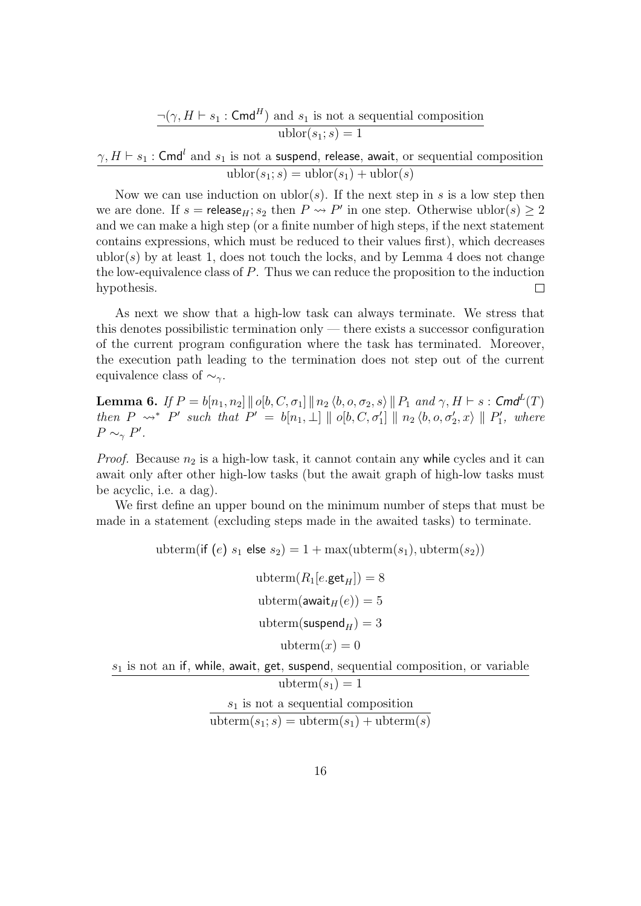$$\frac{\neg(\gamma, H \vdash s_1 : \mathsf{Cmd}^H) \text{ and } s_1 \text{ is not a sequential composition}}{\text{ublor}(s_1; s) = 1}$$

$$\frac{\gamma, H \vdash s_1 : \mathsf{Cmd}^l \text{ and } s_1 \text{ is not a } \mathsf{suspend}, \mathsf{release}, \mathsf{await}, \text{ or sequential composition}}{\text{ublor}(s_1; s) = \text{ublor}(s_1) + \text{ublor}(s)}$$

Now we can use induction on $\text{ublor}(s)$. If the next step in $s$ is a low step then we are done. If $s = \mathsf{release}_H; s_2$ then $P \rightsquigarrow P'$ in one step. Otherwise $\text{ublor}(s) \geq 2$ and we can make a high step (or a finite number of high steps, if the next statement contains expressions, which must be reduced to their values first), which decreases $\text{ublor}(s)$ by at least 1, does not touch the locks, and by Lemma 4 does not change the low-equivalence class of $P$. Thus we can reduce the proposition to the induction hypothesis. □

As next we show that a high-low task can always terminate. We stress that this denotes possibilistic termination only — there exists a successor configuration of the current program configuration where the task has terminated. Moreover, the execution path leading to the termination does not step out of the current equivalence class of $\sim_\gamma$.

**Lemma 6.** *If $P = b[n_1, n_2] \parallel o[b, C, \sigma_1] \parallel n_2 \langle b, o, \sigma_2, s\rangle \parallel P_1$ and $\gamma, H \vdash s : \mathsf{Cmd}^L(T)$ then $P \rightsquigarrow^* P'$ such that $P' = b[n_1, \perp] \parallel o[b, C, \sigma_1'] \parallel n_2 \langle b, o, \sigma_2', x\rangle \parallel P_1'$, where $P \sim_\gamma P'$.*

*Proof.* Because $n_2$ is a high-low task, it cannot contain any $\mathsf{while}$ cycles and it can await only after other high-low tasks (but the await graph of high-low tasks must be acyclic, i.e. a dag).

We first define an upper bound on the minimum number of steps that must be made in a statement (excluding steps made in the awaited tasks) to terminate.

$$\text{uterm}(\mathsf{if}\ (e)\ s_1\ \mathsf{else}\ s_2) = 1 + \max(\text{uterm}(s_1), \text{uterm}(s_2))$$

$$\text{uterm}(R_1[e.\mathsf{get}_H]) = 8$$

$$\text{uterm}(\mathsf{await}_H(e)) = 5$$

$$\text{uterm}(\mathsf{suspend}_H) = 3$$

$$\text{uterm}(x) = 0$$

$$\frac{s_1 \text{ is not an } \mathsf{if}, \mathsf{while}, \mathsf{await}, \mathsf{get}, \mathsf{suspend}, \text{ sequential composition, or variable}}{\text{uterm}(s_1) = 1}$$

$$\frac{s_1 \text{ is not a sequential composition}}{\text{uterm}(s_1; s) = \text{uterm}(s_1) + \text{uterm}(s)}$$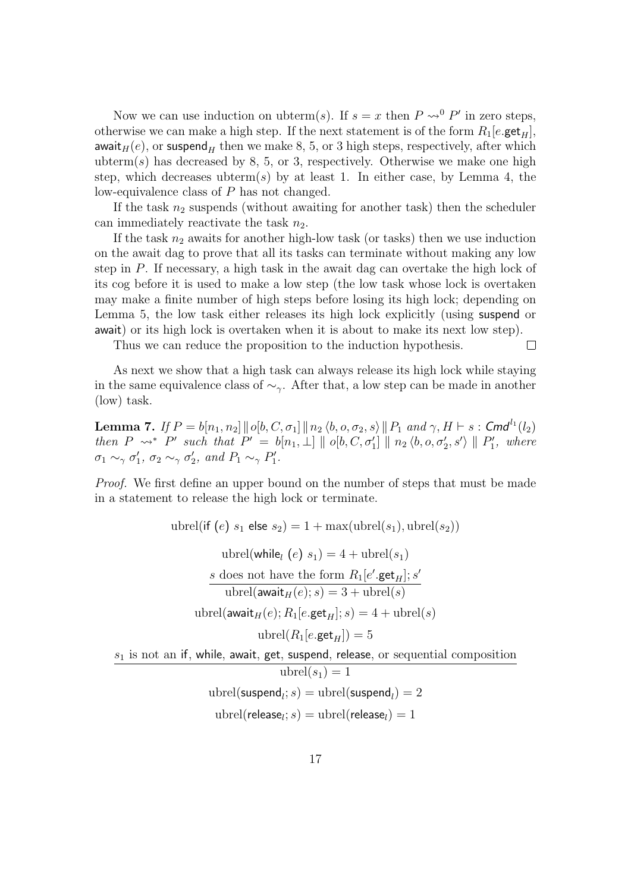Now we can use induction on ubterm($s$). If $s = x$ then $P \rightsquigarrow^0 P'$ in zero steps, otherwise we can make a high step. If the next statement is of the form $R_1[e.\mathsf{get}_H]$, $\mathsf{await}_H(e)$, or $\mathsf{suspend}_H$ then we make 8, 5, or 3 high steps, respectively, after which ubterm($s$) has decreased by 8, 5, or 3, respectively. Otherwise we make one high step, which decreases ubterm($s$) by at least 1. In either case, by Lemma 4, the low-equivalence class of $P$ has not changed.

If the task $n_2$ suspends (without awaiting for another task) then the scheduler can immediately reactivate the task $n_2$.

If the task $n_2$ awaits for another high-low task (or tasks) then we use induction on the await dag to prove that all its tasks can terminate without making any low step in $P$. If necessary, a high task in the await dag can overtake the high lock of its cog before it is used to make a low step (the low task whose lock is overtaken may make a finite number of high steps before losing its high lock; depending on Lemma 5, the low task either releases its high lock explicitly (using suspend or await) or its high lock is overtaken when it is about to make its next low step).

Thus we can reduce the proposition to the induction hypothesis. $\square$

As next we show that a high task can always release its high lock while staying in the same equivalence class of $\sim_\gamma$. After that, a low step can be made in another (low) task.

**Lemma 7.** *If $P = b[n_1, n_2] \parallel o[b, C, \sigma_1] \parallel n_2 \langle b, o, \sigma_2, s\rangle \parallel P_1$ and $\gamma, H \vdash s : \mathsf{Cmd}^{l_1}(l_2)$ then $P \rightsquigarrow^* P'$ such that $P' = b[n_1, \perp] \parallel o[b, C, \sigma_1'] \parallel n_2 \langle b, o, \sigma_2', s'\rangle \parallel P_1'$, where $\sigma_1 \sim_\gamma \sigma_1'$, $\sigma_2 \sim_\gamma \sigma_2'$, and $P_1 \sim_\gamma P_1'$.*

*Proof.* We first define an upper bound on the number of steps that must be made in a statement to release the high lock or terminate.

$$\mathrm{ubrel}(\mathsf{if}\ (e)\ s_1\ \mathsf{else}\ s_2) = 1 + \max(\mathrm{ubrel}(s_1), \mathrm{ubrel}(s_2))$$

$$\mathrm{ubrel}(\mathsf{while}_l\ (e)\ s_1) = 4 + \mathrm{ubrel}(s_1)$$

$$\frac{s \text{ does not have the form } R_1[e'.\mathsf{get}_H]; s'}{\mathrm{ubrel}(\mathsf{await}_H(e); s) = 3 + \mathrm{ubrel}(s)}$$

$$\mathrm{ubrel}(\mathsf{await}_H(e); R_1[e.\mathsf{get}_H]; s) = 4 + \mathrm{ubrel}(s)$$

$$\mathrm{ubrel}(R_1[e.\mathsf{get}_H]) = 5$$

$$\frac{s_1 \text{ is not an } \mathsf{if}, \mathsf{while}, \mathsf{await}, \mathsf{get}, \mathsf{suspend}, \mathsf{release}, \text{ or sequential composition}}{\mathrm{ubrel}(s_1) = 1}$$

$$\mathrm{ubrel}(\mathsf{suspend}_l; s) = \mathrm{ubrel}(\mathsf{suspend}_l) = 2$$

$$\mathrm{ubrel}(\mathsf{release}_l; s) = \mathrm{ubrel}(\mathsf{release}_l) = 1$$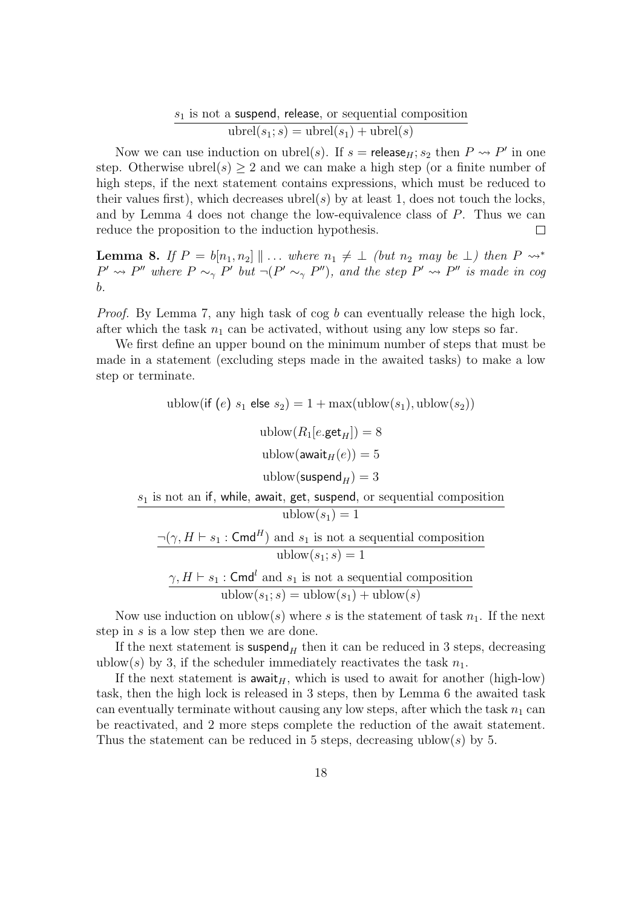$$\frac{s_1 \text{ is not a } \mathsf{suspend}, \mathsf{release}, \text{ or sequential composition}}{\mathrm{ubrel}(s_1; s) = \mathrm{ubrel}(s_1) + \mathrm{ubrel}(s)}$$

Now we can use induction on $\mathrm{ubrel}(s)$. If $s = \mathsf{release}_H; s_2$ then $P \rightsquigarrow P'$ in one step. Otherwise $\mathrm{ubrel}(s) \geq 2$ and we can make a high step (or a finite number of high steps, if the next statement contains expressions, which must be reduced to their values first), which decreases $\mathrm{ubrel}(s)$ by at least 1, does not touch the locks, and by Lemma 4 does not change the low-equivalence class of $P$. Thus we can reduce the proposition to the induction hypothesis. □

**Lemma 8.** *If $P = b[n_1, n_2] \parallel \ldots$ where $n_1 \neq \bot$ (but $n_2$ may be $\bot$) then $P \rightsquigarrow^* P' \rightsquigarrow P''$ where $P \sim_\gamma P'$ but $\neg(P' \sim_\gamma P'')$, and the step $P' \rightsquigarrow P''$ is made in cog $b$.*

*Proof.* By Lemma 7, any high task of cog $b$ can eventually release the high lock, after which the task $n_1$ can be activated, without using any low steps so far.

We first define an upper bound on the minimum number of steps that must be made in a statement (excluding steps made in the awaited tasks) to make a low step or terminate.

$$\mathrm{ublow}(\mathsf{if}\ (e)\ s_1\ \mathsf{else}\ s_2) = 1 + \max(\mathrm{ublow}(s_1), \mathrm{ublow}(s_2))$$

$$\mathrm{ublow}(R_1[e.\mathsf{get}_H]) = 8$$

$$\mathrm{ublow}(\mathsf{await}_H(e)) = 5$$

$$\mathrm{ublow}(\mathsf{suspend}_H) = 3$$

$$\frac{s_1 \text{ is not an } \mathsf{if}, \mathsf{while}, \mathsf{await}, \mathsf{get}, \mathsf{suspend}, \text{ or sequential composition}}{\mathrm{ublow}(s_1) = 1}$$

$$\frac{\neg(\gamma, H \vdash s_1 : \mathsf{Cmd}^H) \text{ and } s_1 \text{ is not a sequential composition}}{\mathrm{ublow}(s_1; s) = 1}$$

$$\frac{\gamma, H \vdash s_1 : \mathsf{Cmd}^l \text{ and } s_1 \text{ is not a sequential composition}}{\mathrm{ublow}(s_1; s) = \mathrm{ublow}(s_1) + \mathrm{ublow}(s)}$$

Now use induction on $\mathrm{ublow}(s)$ where $s$ is the statement of task $n_1$. If the next step in $s$ is a low step then we are done.

If the next statement is $\mathsf{suspend}_H$ then it can be reduced in 3 steps, decreasing $\mathrm{ublow}(s)$ by 3, if the scheduler immediately reactivates the task $n_1$.

If the next statement is $\mathsf{await}_H$, which is used to await for another (high-low) task, then the high lock is released in 3 steps, then by Lemma 6 the awaited task can eventually terminate without causing any low steps, after which the task $n_1$ can be reactivated, and 2 more steps complete the reduction of the await statement. Thus the statement can be reduced in 5 steps, decreasing $\mathrm{ublow}(s)$ by 5.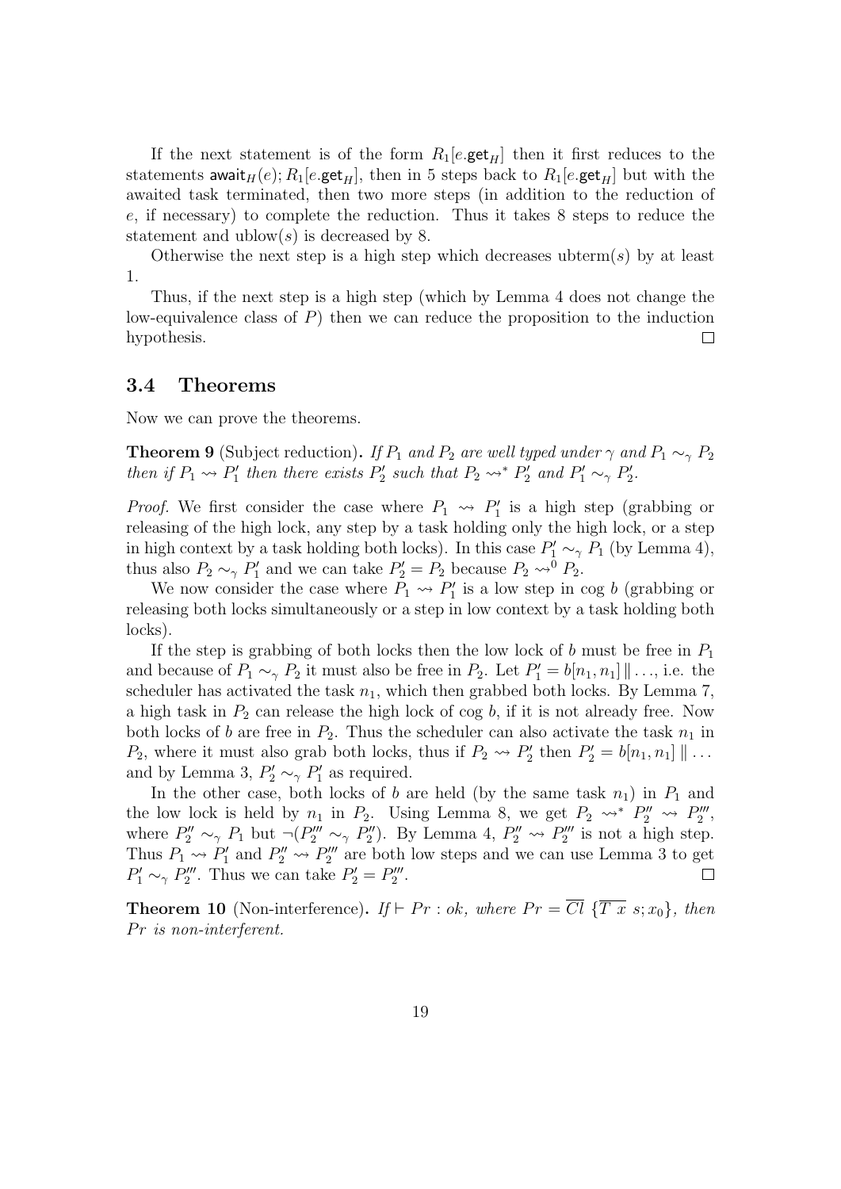If the next statement is of the form $R_1[e.\mathsf{get}_H]$ then it first reduces to the statements $\mathsf{await}_H(e); R_1[e.\mathsf{get}_H]$, then in 5 steps back to $R_1[e.\mathsf{get}_H]$ but with the awaited task terminated, then two more steps (in addition to the reduction of $e$, if necessary) to complete the reduction. Thus it takes 8 steps to reduce the statement and $\mathrm{ublow}(s)$ is decreased by 8.

Otherwise the next step is a high step which decreases $\mathrm{ubterm}(s)$ by at least 1.

Thus, if the next step is a high step (which by Lemma 4 does not change the low-equivalence class of $P$) then we can reduce the proposition to the induction hypothesis. $\square$

### 3.4 Theorems

Now we can prove the theorems.

**Theorem 9** (Subject reduction)**.** *If $P_1$ and $P_2$ are well typed under $\gamma$ and $P_1 \sim_\gamma P_2$ then if $P_1 \rightsquigarrow P_1'$ then there exists $P_2'$ such that $P_2 \rightsquigarrow^* P_2'$ and $P_1' \sim_\gamma P_2'$.*

*Proof.* We first consider the case where $P_1 \rightsquigarrow P_1'$ is a high step (grabbing or releasing of the high lock, any step by a task holding only the high lock, or a step in high context by a task holding both locks). In this case $P_1' \sim_\gamma P_1$ (by Lemma 4), thus also $P_2 \sim_\gamma P_1'$ and we can take $P_2' = P_2$ because $P_2 \rightsquigarrow^0 P_2$.

We now consider the case where $P_1 \rightsquigarrow P_1'$ is a low step in cog $b$ (grabbing or releasing both locks simultaneously or a step in low context by a task holding both locks).

If the step is grabbing of both locks then the low lock of $b$ must be free in $P_1$ and because of $P_1 \sim_\gamma P_2$ it must also be free in $P_2$. Let $P_1' = b[n_1, n_1] \parallel \ldots$, i.e. the scheduler has activated the task $n_1$, which then grabbed both locks. By Lemma 7, a high task in $P_2$ can release the high lock of cog $b$, if it is not already free. Now both locks of $b$ are free in $P_2$. Thus the scheduler can also activate the task $n_1$ in $P_2$, where it must also grab both locks, thus if $P_2 \rightsquigarrow P_2'$ then $P_2' = b[n_1, n_1] \parallel \ldots$ and by Lemma 3, $P_2' \sim_\gamma P_1'$ as required.

In the other case, both locks of $b$ are held (by the same task $n_1$) in $P_1$ and the low lock is held by $n_1$ in $P_2$. Using Lemma 8, we get $P_2 \rightsquigarrow^* P_2'' \rightsquigarrow P_2'''$, where $P_2'' \sim_\gamma P_1$ but $\neg(P_2''' \sim_\gamma P_2'')$. By Lemma 4, $P_2'' \rightsquigarrow P_2'''$ is not a high step. Thus $P_1 \rightsquigarrow P_1'$ and $P_2'' \rightsquigarrow P_2'''$ are both low steps and we can use Lemma 3 to get $P_1' \sim_\gamma P_2'''$. Thus we can take $P_2' = P_2'''$. $\square$

**Theorem 10** (Non-interference)**.** *If $\vdash Pr : ok$, where $Pr = \overline{Cl}\ \{\overline{T\ x}\ s; x_0\}$, then $Pr$ is non-interferent.*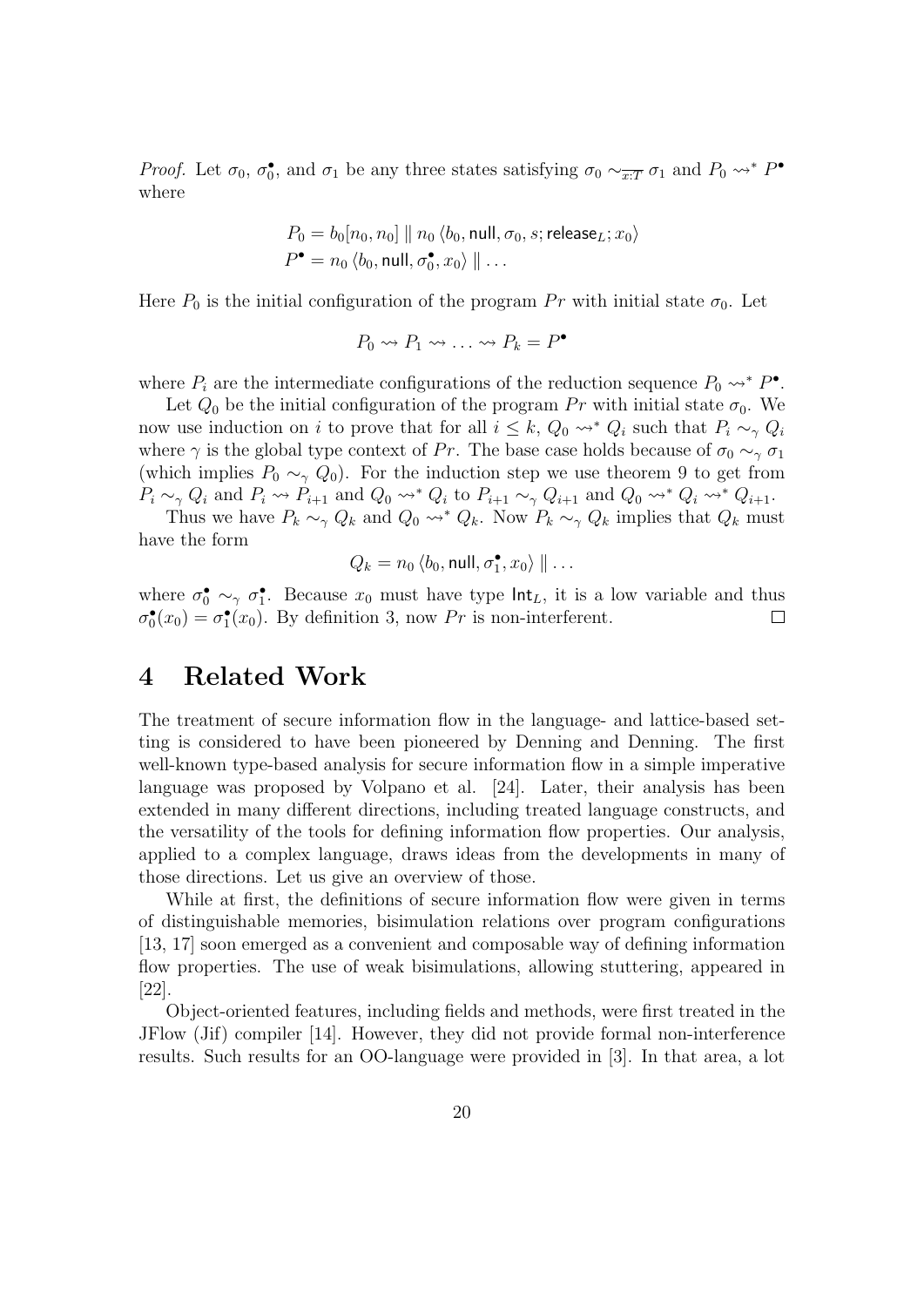*Proof.* Let $\sigma_0$, $\sigma_0^\bullet$, and $\sigma_1$ be any three states satisfying $\sigma_0 \sim_{\overline{x:T}} \sigma_1$ and $P_0 \rightsquigarrow^* P^\bullet$ where

$$P_0 = b_0[n_0, n_0] \parallel n_0 \langle b_0, \mathsf{null}, \sigma_0, s; \mathsf{release}_L; x_0 \rangle$$
$$P^\bullet = n_0 \langle b_0, \mathsf{null}, \sigma_0^\bullet, x_0 \rangle \parallel \ldots$$

Here $P_0$ is the initial configuration of the program $Pr$ with initial state $\sigma_0$. Let

$$P_0 \rightsquigarrow P_1 \rightsquigarrow \ldots \rightsquigarrow P_k = P^\bullet$$

where $P_i$ are the intermediate configurations of the reduction sequence $P_0 \rightsquigarrow^* P^\bullet$.

Let $Q_0$ be the initial configuration of the program $Pr$ with initial state $\sigma_0$. We now use induction on $i$ to prove that for all $i \leq k$, $Q_0 \rightsquigarrow^* Q_i$ such that $P_i \sim_\gamma Q_i$ where $\gamma$ is the global type context of $Pr$. The base case holds because of $\sigma_0 \sim_\gamma \sigma_1$ (which implies $P_0 \sim_\gamma Q_0$). For the induction step we use theorem 9 to get from $P_i \sim_\gamma Q_i$ and $P_i \rightsquigarrow P_{i+1}$ and $Q_0 \rightsquigarrow^* Q_i$ to $P_{i+1} \sim_\gamma Q_{i+1}$ and $Q_0 \rightsquigarrow^* Q_i \rightsquigarrow^* Q_{i+1}$.

Thus we have $P_k \sim_\gamma Q_k$ and $Q_0 \rightsquigarrow^* Q_k$. Now $P_k \sim_\gamma Q_k$ implies that $Q_k$ must have the form

$$Q_k = n_0 \langle b_0, \mathsf{null}, \sigma_1^\bullet, x_0 \rangle \parallel \ldots$$

where $\sigma_0^\bullet \sim_\gamma \sigma_1^\bullet$. Because $x_0$ must have type $\mathsf{Int}_L$, it is a low variable and thus $\sigma_0^\bullet(x_0) = \sigma_1^\bullet(x_0)$. By definition 3, now $Pr$ is non-interferent. □

# 4 Related Work

The treatment of secure information flow in the language- and lattice-based setting is considered to have been pioneered by Denning and Denning. The first well-known type-based analysis for secure information flow in a simple imperative language was proposed by Volpano et al. [24]. Later, their analysis has been extended in many different directions, including treated language constructs, and the versatility of the tools for defining information flow properties. Our analysis, applied to a complex language, draws ideas from the developments in many of those directions. Let us give an overview of those.

While at first, the definitions of secure information flow were given in terms of distinguishable memories, bisimulation relations over program configurations [13, 17] soon emerged as a convenient and composable way of defining information flow properties. The use of weak bisimulations, allowing stuttering, appeared in [22].

Object-oriented features, including fields and methods, were first treated in the JFlow (Jif) compiler [14]. However, they did not provide formal non-interference results. Such results for an OO-language were provided in [3]. In that area, a lot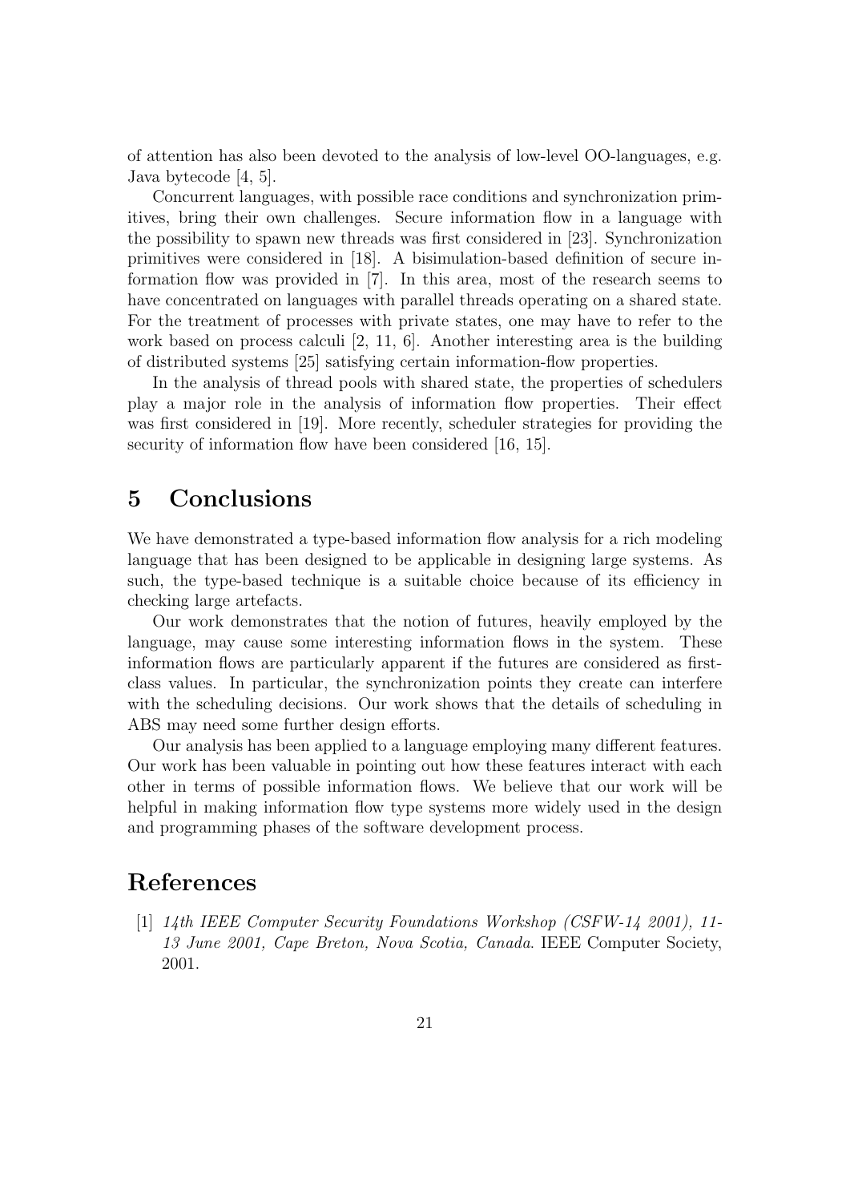of attention has also been devoted to the analysis of low-level OO-languages, e.g. Java bytecode [4, 5].

Concurrent languages, with possible race conditions and synchronization primitives, bring their own challenges. Secure information flow in a language with the possibility to spawn new threads was first considered in [23]. Synchronization primitives were considered in [18]. A bisimulation-based definition of secure information flow was provided in [7]. In this area, most of the research seems to have concentrated on languages with parallel threads operating on a shared state. For the treatment of processes with private states, one may have to refer to the work based on process calculi [2, 11, 6]. Another interesting area is the building of distributed systems [25] satisfying certain information-flow properties.

In the analysis of thread pools with shared state, the properties of schedulers play a major role in the analysis of information flow properties. Their effect was first considered in [19]. More recently, scheduler strategies for providing the security of information flow have been considered [16, 15].

# 5 Conclusions

We have demonstrated a type-based information flow analysis for a rich modeling language that has been designed to be applicable in designing large systems. As such, the type-based technique is a suitable choice because of its efficiency in checking large artefacts.

Our work demonstrates that the notion of futures, heavily employed by the language, may cause some interesting information flows in the system. These information flows are particularly apparent if the futures are considered as first-class values. In particular, the synchronization points they create can interfere with the scheduling decisions. Our work shows that the details of scheduling in ABS may need some further design efforts.

Our analysis has been applied to a language employing many different features. Our work has been valuable in pointing out how these features interact with each other in terms of possible information flows. We believe that our work will be helpful in making information flow type systems more widely used in the design and programming phases of the software development process.

# References

[1] *14th IEEE Computer Security Foundations Workshop (CSFW-14 2001), 11-13 June 2001, Cape Breton, Nova Scotia, Canada*. IEEE Computer Society, 2001.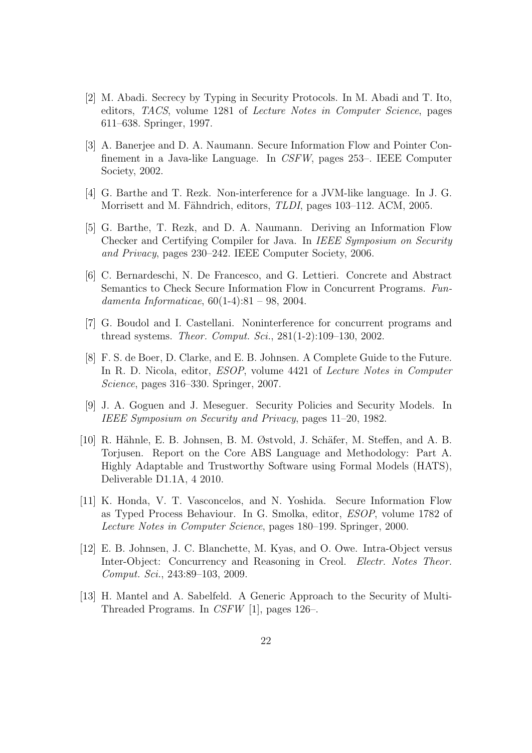[2] M. Abadi. Secrecy by Typing in Security Protocols. In M. Abadi and T. Ito, editors, *TACS*, volume 1281 of *Lecture Notes in Computer Science*, pages 611–638. Springer, 1997.

[3] A. Banerjee and D. A. Naumann. Secure Information Flow and Pointer Confinement in a Java-like Language. In *CSFW*, pages 253–. IEEE Computer Society, 2002.

[4] G. Barthe and T. Rezk. Non-interference for a JVM-like language. In J. G. Morrisett and M. Fähndrich, editors, *TLDI*, pages 103–112. ACM, 2005.

[5] G. Barthe, T. Rezk, and D. A. Naumann. Deriving an Information Flow Checker and Certifying Compiler for Java. In *IEEE Symposium on Security and Privacy*, pages 230–242. IEEE Computer Society, 2006.

[6] C. Bernardeschi, N. De Francesco, and G. Lettieri. Concrete and Abstract Semantics to Check Secure Information Flow in Concurrent Programs. *Fundamenta Informaticae*, 60(1-4):81 – 98, 2004.

[7] G. Boudol and I. Castellani. Noninterference for concurrent programs and thread systems. *Theor. Comput. Sci.*, 281(1-2):109–130, 2002.

[8] F. S. de Boer, D. Clarke, and E. B. Johnsen. A Complete Guide to the Future. In R. D. Nicola, editor, *ESOP*, volume 4421 of *Lecture Notes in Computer Science*, pages 316–330. Springer, 2007.

[9] J. A. Goguen and J. Meseguer. Security Policies and Security Models. In *IEEE Symposium on Security and Privacy*, pages 11–20, 1982.

[10] R. Hähnle, E. B. Johnsen, B. M. Østvold, J. Schäfer, M. Steffen, and A. B. Torjusen. Report on the Core ABS Language and Methodology: Part A. Highly Adaptable and Trustworthy Software using Formal Models (HATS), Deliverable D1.1A, 4 2010.

[11] K. Honda, V. T. Vasconcelos, and N. Yoshida. Secure Information Flow as Typed Process Behaviour. In G. Smolka, editor, *ESOP*, volume 1782 of *Lecture Notes in Computer Science*, pages 180–199. Springer, 2000.

[12] E. B. Johnsen, J. C. Blanchette, M. Kyas, and O. Owe. Intra-Object versus Inter-Object: Concurrency and Reasoning in Creol. *Electr. Notes Theor. Comput. Sci.*, 243:89–103, 2009.

[13] H. Mantel and A. Sabelfeld. A Generic Approach to the Security of Multi-Threaded Programs. In *CSFW* [1], pages 126–.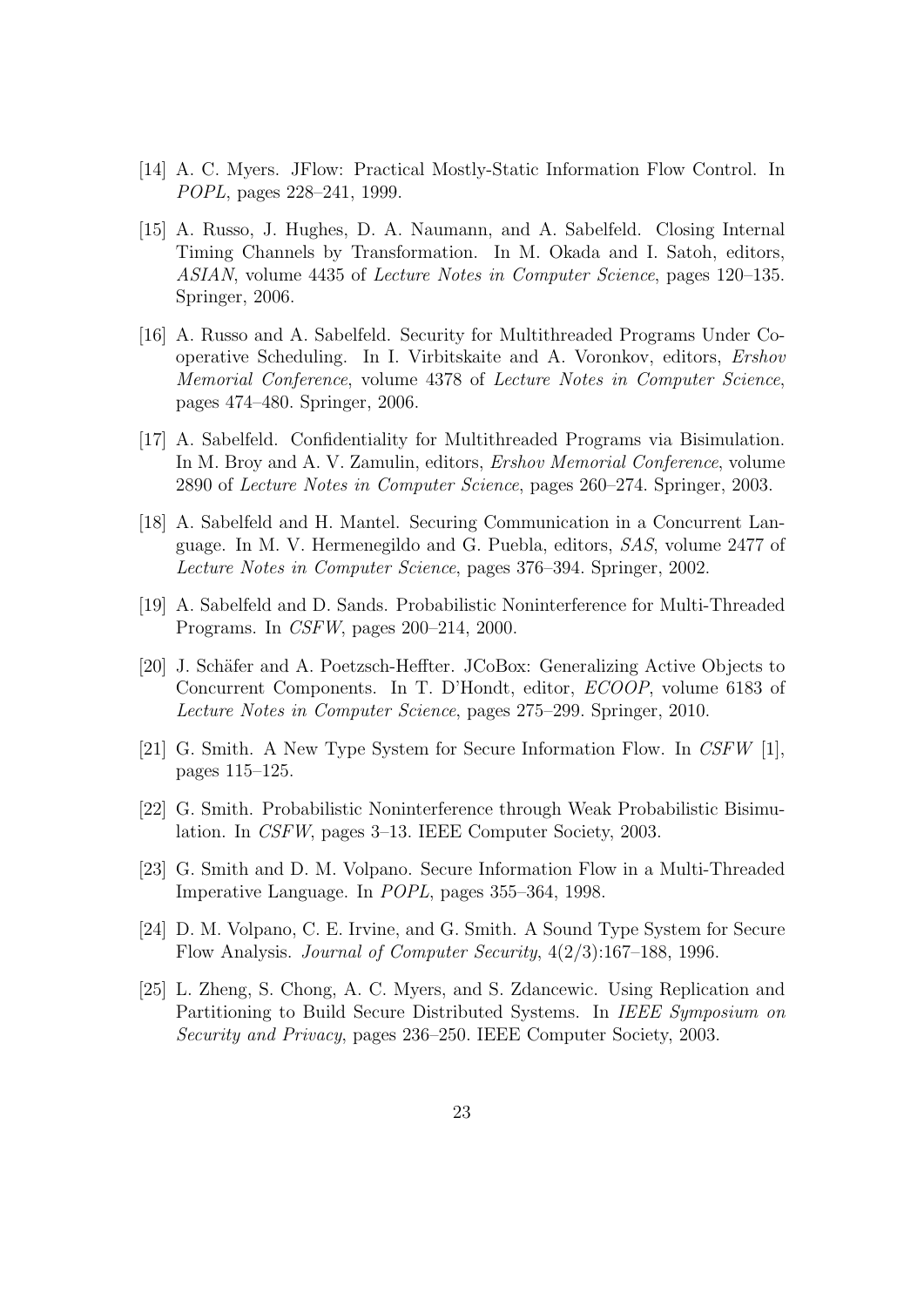[14] A. C. Myers. JFlow: Practical Mostly-Static Information Flow Control. In *POPL*, pages 228–241, 1999.

[15] A. Russo, J. Hughes, D. A. Naumann, and A. Sabelfeld. Closing Internal Timing Channels by Transformation. In M. Okada and I. Satoh, editors, *ASIAN*, volume 4435 of *Lecture Notes in Computer Science*, pages 120–135. Springer, 2006.

[16] A. Russo and A. Sabelfeld. Security for Multithreaded Programs Under Cooperative Scheduling. In I. Virbitskaite and A. Voronkov, editors, *Ershov Memorial Conference*, volume 4378 of *Lecture Notes in Computer Science*, pages 474–480. Springer, 2006.

[17] A. Sabelfeld. Confidentiality for Multithreaded Programs via Bisimulation. In M. Broy and A. V. Zamulin, editors, *Ershov Memorial Conference*, volume 2890 of *Lecture Notes in Computer Science*, pages 260–274. Springer, 2003.

[18] A. Sabelfeld and H. Mantel. Securing Communication in a Concurrent Language. In M. V. Hermenegildo and G. Puebla, editors, *SAS*, volume 2477 of *Lecture Notes in Computer Science*, pages 376–394. Springer, 2002.

[19] A. Sabelfeld and D. Sands. Probabilistic Noninterference for Multi-Threaded Programs. In *CSFW*, pages 200–214, 2000.

[20] J. Schäfer and A. Poetzsch-Heffter. JCoBox: Generalizing Active Objects to Concurrent Components. In T. D'Hondt, editor, *ECOOP*, volume 6183 of *Lecture Notes in Computer Science*, pages 275–299. Springer, 2010.

[21] G. Smith. A New Type System for Secure Information Flow. In *CSFW* [1], pages 115–125.

[22] G. Smith. Probabilistic Noninterference through Weak Probabilistic Bisimulation. In *CSFW*, pages 3–13. IEEE Computer Society, 2003.

[23] G. Smith and D. M. Volpano. Secure Information Flow in a Multi-Threaded Imperative Language. In *POPL*, pages 355–364, 1998.

[24] D. M. Volpano, C. E. Irvine, and G. Smith. A Sound Type System for Secure Flow Analysis. *Journal of Computer Security*, 4(2/3):167–188, 1996.

[25] L. Zheng, S. Chong, A. C. Myers, and S. Zdancewic. Using Replication and Partitioning to Build Secure Distributed Systems. In *IEEE Symposium on Security and Privacy*, pages 236–250. IEEE Computer Society, 2003.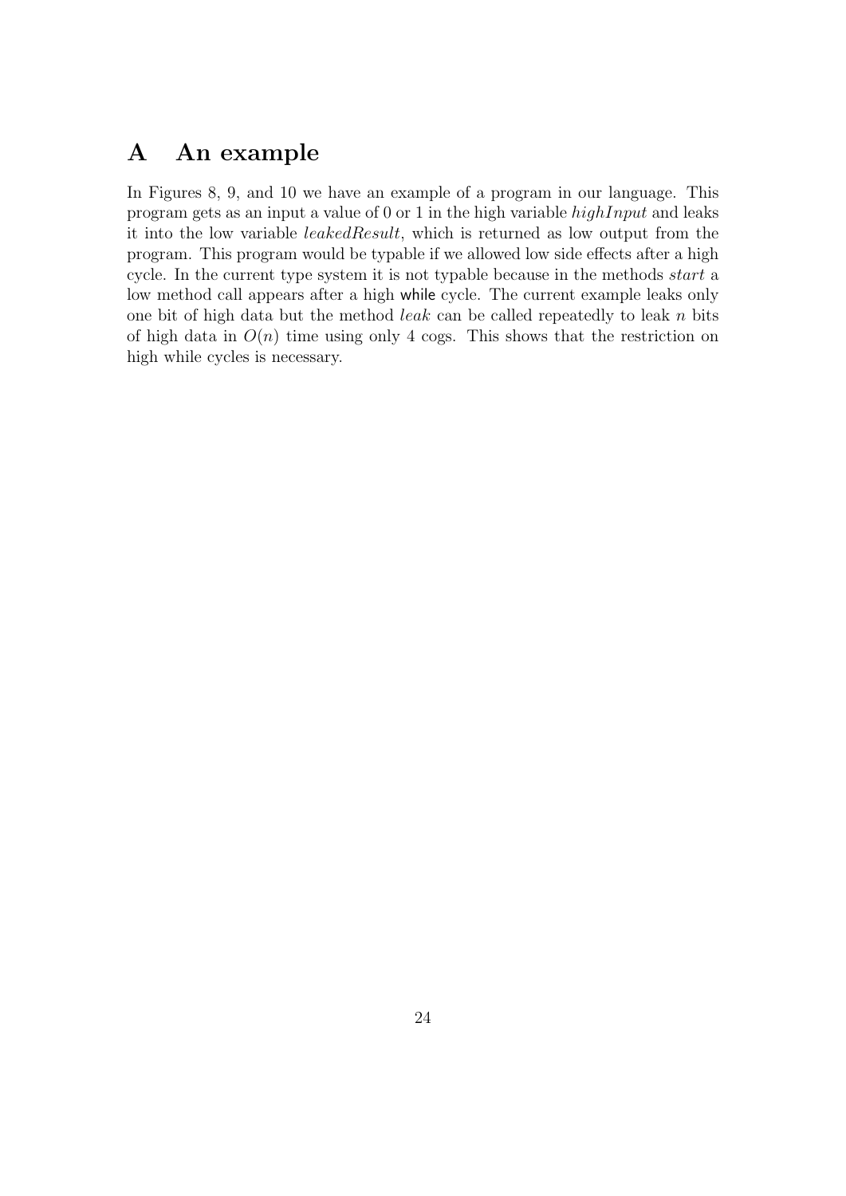# A An example

In Figures 8, 9, and 10 we have an example of a program in our language. This program gets as an input a value of 0 or 1 in the high variable *highInput* and leaks it into the low variable *leakedResult*, which is returned as low output from the program. This program would be typable if we allowed low side effects after a high cycle. In the current type system it is not typable because in the methods *start* a low method call appears after a high while cycle. The current example leaks only one bit of high data but the method *leak* can be called repeatedly to leak $n$ bits of high data in $O(n)$ time using only 4 cogs. This shows that the restriction on high while cycles is necessary.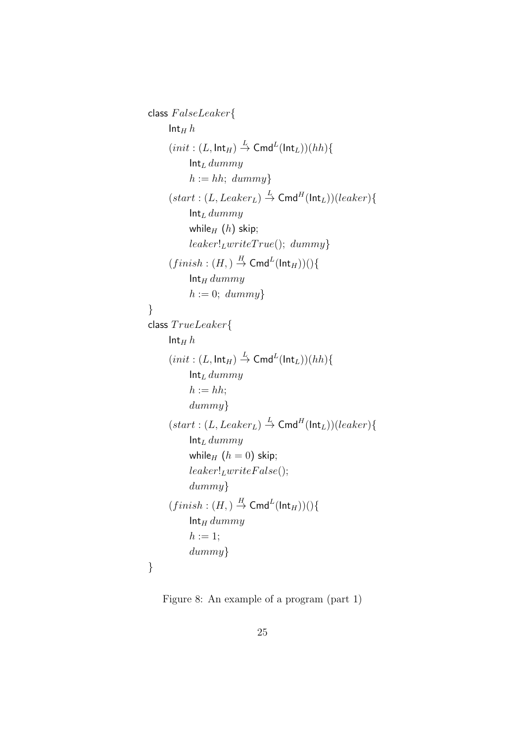class $FalseLeaker\{$

$\quad \mathsf{Int}_H\, h$

$\quad (init : (L, \mathsf{Int}_H) \xrightarrow{L} \mathsf{Cmd}^L(\mathsf{Int}_L))(hh)\{$

$\quad\quad \mathsf{Int}_L\, dummy$

$\quad\quad h := hh;\ dummy\}$

$\quad (start : (L, Leaker_L) \xrightarrow{L} \mathsf{Cmd}^H(\mathsf{Int}_L))(leaker)\{$

$\quad\quad \mathsf{Int}_L\, dummy$

$\quad\quad \mathsf{while}_H\ (h)\ \mathsf{skip};$

$\quad\quad leaker!_L writeTrue();\ dummy\}$

$\quad (finish : (H, ) \xrightarrow{H} \mathsf{Cmd}^L(\mathsf{Int}_H))()\{$

$\quad\quad \mathsf{Int}_H\, dummy$

$\quad\quad h := 0;\ dummy\}$

$\}$

class $TrueLeaker\{$

$\quad \mathsf{Int}_H\, h$

$\quad (init : (L, \mathsf{Int}_H) \xrightarrow{L} \mathsf{Cmd}^L(\mathsf{Int}_L))(hh)\{$

$\quad\quad \mathsf{Int}_L\, dummy$

$\quad\quad h := hh;$

$\quad\quad dummy\}$

$\quad (start : (L, Leaker_L) \xrightarrow{L} \mathsf{Cmd}^H(\mathsf{Int}_L))(leaker)\{$

$\quad\quad \mathsf{Int}_L\, dummy$

$\quad\quad \mathsf{while}_H\ (h = 0)\ \mathsf{skip};$

$\quad\quad leaker!_L writeFalse();$

$\quad\quad dummy\}$

$\quad (finish : (H, ) \xrightarrow{H} \mathsf{Cmd}^L(\mathsf{Int}_H))()\{$

$\quad\quad \mathsf{Int}_H\, dummy$

$\quad\quad h := 1;$

$\quad\quad dummy\}$

$\}$

Figure 8: An example of a program (part 1)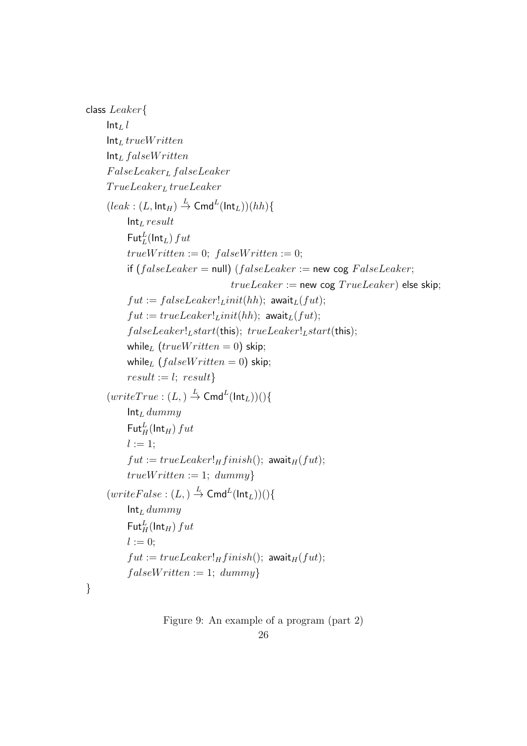class $Leaker\{$

$\quad \mathsf{Int}_L\, l$

$\quad \mathsf{Int}_L\, trueWritten$

$\quad \mathsf{Int}_L\, falseWritten$

$\quad FalseLeaker_L\, falseLeaker$

$\quad TrueLeaker_L\, trueLeaker$

$\quad (leak : (L, \mathsf{Int}_H) \xrightarrow{L} \mathsf{Cmd}^L(\mathsf{Int}_L))(hh)\{$

$\quad\quad \mathsf{Int}_L\, result$

$\quad\quad \mathsf{Fut}^L_L(\mathsf{Int}_L)\, fut$

$\quad\quad trueWritten := 0;\ falseWritten := 0;$

$\quad\quad$ if $(falseLeaker = \mathsf{null})$ $(falseLeaker :=$ new cog $FalseLeaker;$

$\quad\quad\quad\quad\quad\quad\quad\quad trueLeaker :=$ new cog $TrueLeaker)$ else skip;

$\quad\quad fut := falseLeaker!_L init(hh);\ \mathsf{await}_L(fut);$

$\quad\quad fut := trueLeaker!_L init(hh);\ \mathsf{await}_L(fut);$

$\quad\quad falseLeaker!_L start(\mathsf{this});\ trueLeaker!_L start(\mathsf{this});$

$\quad\quad \mathsf{while}_L\ (trueWritten = 0)$ skip;

$\quad\quad \mathsf{while}_L\ (falseWritten = 0)$ skip;

$\quad\quad result := l;\ result\}$

$\quad (writeTrue : (L, ) \xrightarrow{L} \mathsf{Cmd}^L(\mathsf{Int}_L))()\{$

$\quad\quad \mathsf{Int}_L\, dummy$

$\quad\quad \mathsf{Fut}^L_H(\mathsf{Int}_H)\, fut$

$\quad\quad l := 1;$

$\quad\quad fut := trueLeaker!_H finish();\ \mathsf{await}_H(fut);$

$\quad\quad trueWritten := 1;\ dummy\}$

$\quad (writeFalse : (L, ) \xrightarrow{L} \mathsf{Cmd}^L(\mathsf{Int}_L))()\{$

$\quad\quad \mathsf{Int}_L\, dummy$

$\quad\quad \mathsf{Fut}^L_H(\mathsf{Int}_H)\, fut$

$\quad\quad l := 0;$

$\quad\quad fut := trueLeaker!_H finish();\ \mathsf{await}_H(fut);$

$\quad\quad falseWritten := 1;\ dummy\}$

$\}$

Figure 9: An example of a program (part 2)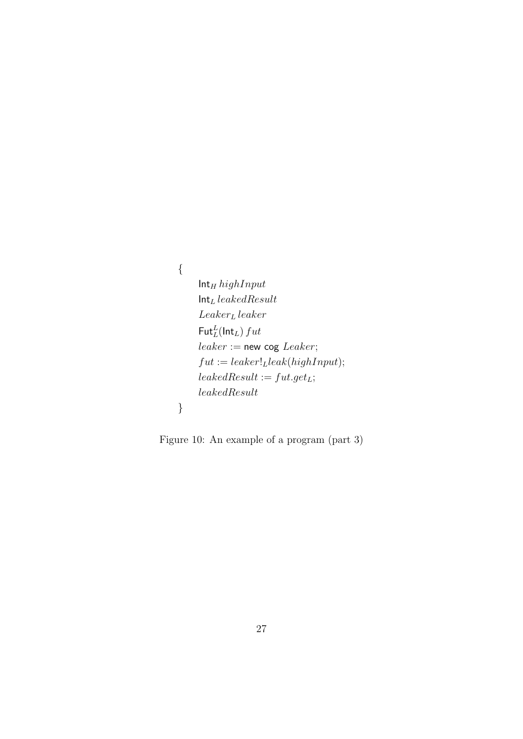$$
\begin{array}{l}
\{ \\
\quad \mathsf{Int}_H \; highInput \\
\quad \mathsf{Int}_L \; leakedResult \\
\quad Leaker_L \; leaker \\
\quad \mathsf{Fut}^L_L(\mathsf{Int}_L) \; fut \\
\quad leaker := \mathsf{new\ cog}\ Leaker; \\
\quad fut := leaker!_L leak(highInput); \\
\quad leakedResult := fut.get_L; \\
\quad leakedResult \\
\}
\end{array}
$$

Figure 10: An example of a program (part 3)